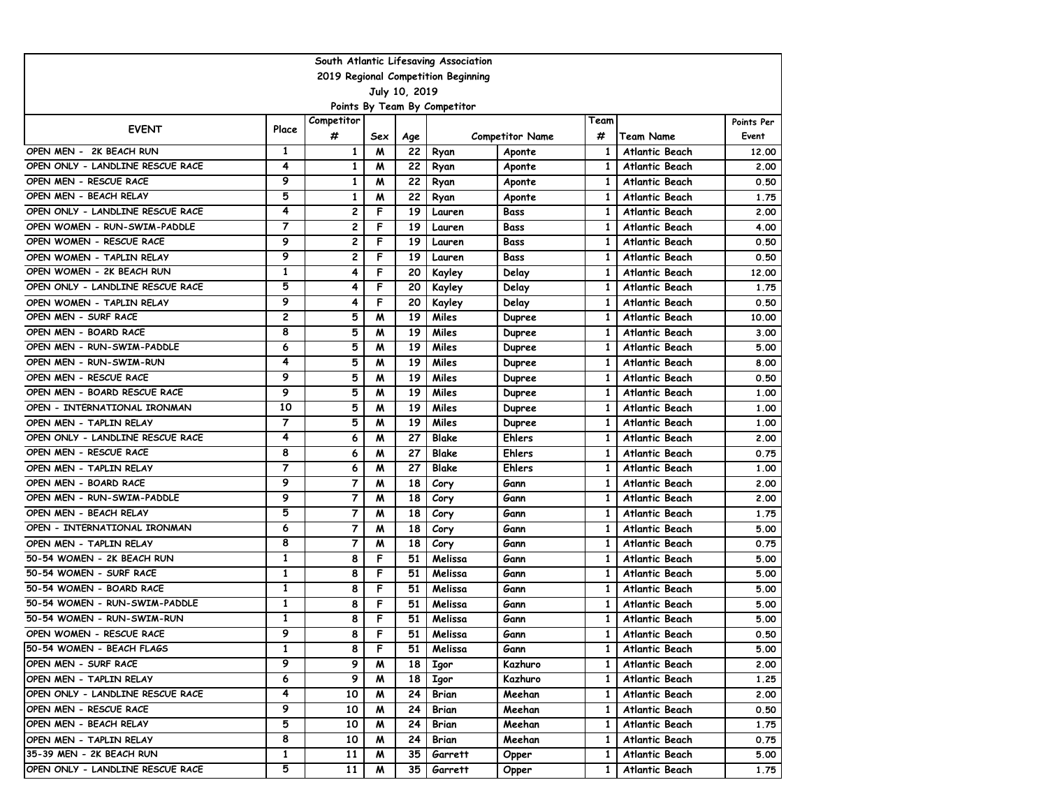South Atlantic Lifesaving Association

2019 Regional Competition Beginning

July 10, 2019

Points By Team By Competitor

| EVENT | Place | Competitor # | Sex | Age | Competitor Name | | Team # | Team Name | Points Per Event |
|---|---|---|---|---|---|---|---|---|---|
| OPEN MEN - 2K BEACH RUN | 1 | 1 | M | 22 | Ryan | Aponte | 1 | Atlantic Beach | 12.00 |
| OPEN ONLY - LANDLINE RESCUE RACE | 4 | 1 | M | 22 | Ryan | Aponte | 1 | Atlantic Beach | 2.00 |
| OPEN MEN - RESCUE RACE | 9 | 1 | M | 22 | Ryan | Aponte | 1 | Atlantic Beach | 0.50 |
| OPEN MEN - BEACH RELAY | 5 | 1 | M | 22 | Ryan | Aponte | 1 | Atlantic Beach | 1.75 |
| OPEN ONLY - LANDLINE RESCUE RACE | 4 | 2 | F | 19 | Lauren | Bass | 1 | Atlantic Beach | 2.00 |
| OPEN WOMEN - RUN-SWIM-PADDLE | 7 | 2 | F | 19 | Lauren | Bass | 1 | Atlantic Beach | 4.00 |
| OPEN WOMEN - RESCUE RACE | 9 | 2 | F | 19 | Lauren | Bass | 1 | Atlantic Beach | 0.50 |
| OPEN WOMEN - TAPLIN RELAY | 9 | 2 | F | 19 | Lauren | Bass | 1 | Atlantic Beach | 0.50 |
| OPEN WOMEN - 2K BEACH RUN | 1 | 4 | F | 20 | Kayley | Delay | 1 | Atlantic Beach | 12.00 |
| OPEN ONLY - LANDLINE RESCUE RACE | 5 | 4 | F | 20 | Kayley | Delay | 1 | Atlantic Beach | 1.75 |
| OPEN WOMEN - TAPLIN RELAY | 9 | 4 | F | 20 | Kayley | Delay | 1 | Atlantic Beach | 0.50 |
| OPEN MEN - SURF RACE | 2 | 5 | M | 19 | Miles | Dupree | 1 | Atlantic Beach | 10.00 |
| OPEN MEN - BOARD RACE | 8 | 5 | M | 19 | Miles | Dupree | 1 | Atlantic Beach | 3.00 |
| OPEN MEN - RUN-SWIM-PADDLE | 6 | 5 | M | 19 | Miles | Dupree | 1 | Atlantic Beach | 5.00 |
| OPEN MEN - RUN-SWIM-RUN | 4 | 5 | M | 19 | Miles | Dupree | 1 | Atlantic Beach | 8.00 |
| OPEN MEN - RESCUE RACE | 9 | 5 | M | 19 | Miles | Dupree | 1 | Atlantic Beach | 0.50 |
| OPEN MEN - BOARD RESCUE RACE | 9 | 5 | M | 19 | Miles | Dupree | 1 | Atlantic Beach | 1.00 |
| OPEN - INTERNATIONAL IRONMAN | 10 | 5 | M | 19 | Miles | Dupree | 1 | Atlantic Beach | 1.00 |
| OPEN MEN - TAPLIN RELAY | 7 | 5 | M | 19 | Miles | Dupree | 1 | Atlantic Beach | 1.00 |
| OPEN ONLY - LANDLINE RESCUE RACE | 4 | 6 | M | 27 | Blake | Ehlers | 1 | Atlantic Beach | 2.00 |
| OPEN MEN - RESCUE RACE | 8 | 6 | M | 27 | Blake | Ehlers | 1 | Atlantic Beach | 0.75 |
| OPEN MEN - TAPLIN RELAY | 7 | 6 | M | 27 | Blake | Ehlers | 1 | Atlantic Beach | 1.00 |
| OPEN MEN - BOARD RACE | 9 | 7 | M | 18 | Cory | Gann | 1 | Atlantic Beach | 2.00 |
| OPEN MEN - RUN-SWIM-PADDLE | 9 | 7 | M | 18 | Cory | Gann | 1 | Atlantic Beach | 2.00 |
| OPEN MEN - BEACH RELAY | 5 | 7 | M | 18 | Cory | Gann | 1 | Atlantic Beach | 1.75 |
| OPEN - INTERNATIONAL IRONMAN | 6 | 7 | M | 18 | Cory | Gann | 1 | Atlantic Beach | 5.00 |
| OPEN MEN - TAPLIN RELAY | 8 | 7 | M | 18 | Cory | Gann | 1 | Atlantic Beach | 0.75 |
| 50-54 WOMEN - 2K BEACH RUN | 1 | 8 | F | 51 | Melissa | Gann | 1 | Atlantic Beach | 5.00 |
| 50-54 WOMEN - SURF RACE | 1 | 8 | F | 51 | Melissa | Gann | 1 | Atlantic Beach | 5.00 |
| 50-54 WOMEN - BOARD RACE | 1 | 8 | F | 51 | Melissa | Gann | 1 | Atlantic Beach | 5.00 |
| 50-54 WOMEN - RUN-SWIM-PADDLE | 1 | 8 | F | 51 | Melissa | Gann | 1 | Atlantic Beach | 5.00 |
| 50-54 WOMEN - RUN-SWIM-RUN | 1 | 8 | F | 51 | Melissa | Gann | 1 | Atlantic Beach | 5.00 |
| OPEN WOMEN - RESCUE RACE | 9 | 8 | F | 51 | Melissa | Gann | 1 | Atlantic Beach | 0.50 |
| 50-54 WOMEN - BEACH FLAGS | 1 | 8 | F | 51 | Melissa | Gann | 1 | Atlantic Beach | 5.00 |
| OPEN MEN - SURF RACE | 9 | 9 | M | 18 | Igor | Kazhuro | 1 | Atlantic Beach | 2.00 |
| OPEN MEN - TAPLIN RELAY | 6 | 9 | M | 18 | Igor | Kazhuro | 1 | Atlantic Beach | 1.25 |
| OPEN ONLY - LANDLINE RESCUE RACE | 4 | 10 | M | 24 | Brian | Meehan | 1 | Atlantic Beach | 2.00 |
| OPEN MEN - RESCUE RACE | 9 | 10 | M | 24 | Brian | Meehan | 1 | Atlantic Beach | 0.50 |
| OPEN MEN - BEACH RELAY | 5 | 10 | M | 24 | Brian | Meehan | 1 | Atlantic Beach | 1.75 |
| OPEN MEN - TAPLIN RELAY | 8 | 10 | M | 24 | Brian | Meehan | 1 | Atlantic Beach | 0.75 |
| 35-39 MEN - 2K BEACH RUN | 1 | 11 | M | 35 | Garrett | Opper | 1 | Atlantic Beach | 5.00 |
| OPEN ONLY - LANDLINE RESCUE RACE | 5 | 11 | M | 35 | Garrett | Opper | 1 | Atlantic Beach | 1.75 |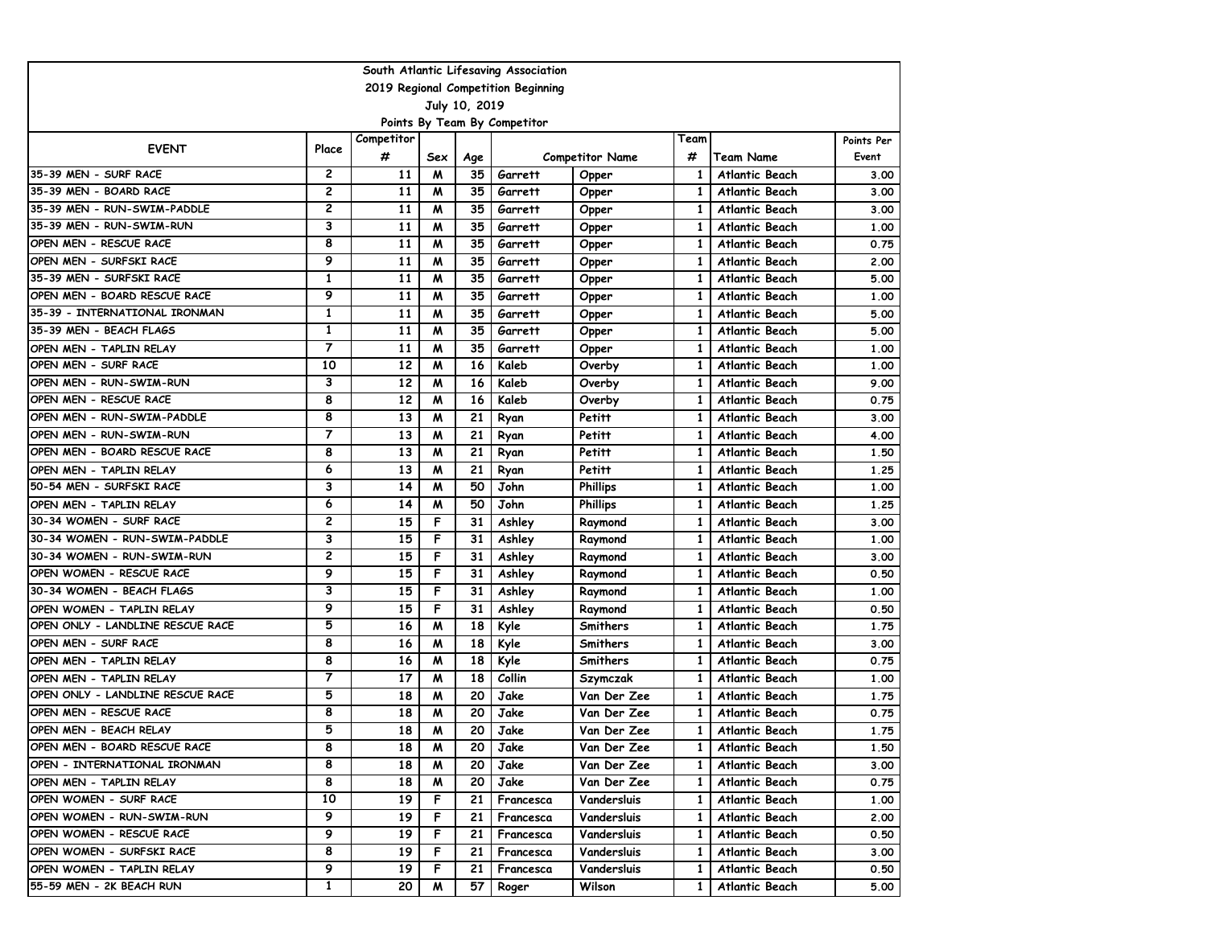| South Atlantic Lifesaving Association | | | | | | | | | |
|---|---|---|---|---|---|---|---|---|---|
| 2019 Regional Competition Beginning | | | | | | | | | |
| July 10, 2019 | | | | | | | | | |
| Points By Team By Competitor | | | | | | | | | |
| EVENT | Place | Competitor # | Sex | Age | Competitor Name | | Team # | Team Name | Points Per Event |
| 35-39 MEN - SURF RACE | 2 | 11 | M | 35 | Garrett | Opper | 1 | Atlantic Beach | 3.00 |
| 35-39 MEN - BOARD RACE | 2 | 11 | M | 35 | Garrett | Opper | 1 | Atlantic Beach | 3.00 |
| 35-39 MEN - RUN-SWIM-PADDLE | 2 | 11 | M | 35 | Garrett | Opper | 1 | Atlantic Beach | 3.00 |
| 35-39 MEN - RUN-SWIM-RUN | 3 | 11 | M | 35 | Garrett | Opper | 1 | Atlantic Beach | 1.00 |
| OPEN MEN - RESCUE RACE | 8 | 11 | M | 35 | Garrett | Opper | 1 | Atlantic Beach | 0.75 |
| OPEN MEN - SURFSKI RACE | 9 | 11 | M | 35 | Garrett | Opper | 1 | Atlantic Beach | 2.00 |
| 35-39 MEN - SURFSKI RACE | 1 | 11 | M | 35 | Garrett | Opper | 1 | Atlantic Beach | 5.00 |
| OPEN MEN - BOARD RESCUE RACE | 9 | 11 | M | 35 | Garrett | Opper | 1 | Atlantic Beach | 1.00 |
| 35-39 - INTERNATIONAL IRONMAN | 1 | 11 | M | 35 | Garrett | Opper | 1 | Atlantic Beach | 5.00 |
| 35-39 MEN - BEACH FLAGS | 1 | 11 | M | 35 | Garrett | Opper | 1 | Atlantic Beach | 5.00 |
| OPEN MEN - TAPLIN RELAY | 7 | 11 | M | 35 | Garrett | Opper | 1 | Atlantic Beach | 1.00 |
| OPEN MEN - SURF RACE | 10 | 12 | M | 16 | Kaleb | Overby | 1 | Atlantic Beach | 1.00 |
| OPEN MEN - RUN-SWIM-RUN | 3 | 12 | M | 16 | Kaleb | Overby | 1 | Atlantic Beach | 9.00 |
| OPEN MEN - RESCUE RACE | 8 | 12 | M | 16 | Kaleb | Overby | 1 | Atlantic Beach | 0.75 |
| OPEN MEN - RUN-SWIM-PADDLE | 8 | 13 | M | 21 | Ryan | Petitt | 1 | Atlantic Beach | 3.00 |
| OPEN MEN - RUN-SWIM-RUN | 7 | 13 | M | 21 | Ryan | Petitt | 1 | Atlantic Beach | 4.00 |
| OPEN MEN - BOARD RESCUE RACE | 8 | 13 | M | 21 | Ryan | Petitt | 1 | Atlantic Beach | 1.50 |
| OPEN MEN - TAPLIN RELAY | 6 | 13 | M | 21 | Ryan | Petitt | 1 | Atlantic Beach | 1.25 |
| 50-54 MEN - SURFSKI RACE | 3 | 14 | M | 50 | John | Phillips | 1 | Atlantic Beach | 1.00 |
| OPEN MEN - TAPLIN RELAY | 6 | 14 | M | 50 | John | Phillips | 1 | Atlantic Beach | 1.25 |
| 30-34 WOMEN - SURF RACE | 2 | 15 | F | 31 | Ashley | Raymond | 1 | Atlantic Beach | 3.00 |
| 30-34 WOMEN - RUN-SWIM-PADDLE | 3 | 15 | F | 31 | Ashley | Raymond | 1 | Atlantic Beach | 1.00 |
| 30-34 WOMEN - RUN-SWIM-RUN | 2 | 15 | F | 31 | Ashley | Raymond | 1 | Atlantic Beach | 3.00 |
| OPEN WOMEN - RESCUE RACE | 9 | 15 | F | 31 | Ashley | Raymond | 1 | Atlantic Beach | 0.50 |
| 30-34 WOMEN - BEACH FLAGS | 3 | 15 | F | 31 | Ashley | Raymond | 1 | Atlantic Beach | 1.00 |
| OPEN WOMEN - TAPLIN RELAY | 9 | 15 | F | 31 | Ashley | Raymond | 1 | Atlantic Beach | 0.50 |
| OPEN ONLY - LANDLINE RESCUE RACE | 5 | 16 | M | 18 | Kyle | Smithers | 1 | Atlantic Beach | 1.75 |
| OPEN MEN - SURF RACE | 8 | 16 | M | 18 | Kyle | Smithers | 1 | Atlantic Beach | 3.00 |
| OPEN MEN - TAPLIN RELAY | 8 | 16 | M | 18 | Kyle | Smithers | 1 | Atlantic Beach | 0.75 |
| OPEN MEN - TAPLIN RELAY | 7 | 17 | M | 18 | Collin | Szymczak | 1 | Atlantic Beach | 1.00 |
| OPEN ONLY - LANDLINE RESCUE RACE | 5 | 18 | M | 20 | Jake | Van Der Zee | 1 | Atlantic Beach | 1.75 |
| OPEN MEN - RESCUE RACE | 8 | 18 | M | 20 | Jake | Van Der Zee | 1 | Atlantic Beach | 0.75 |
| OPEN MEN - BEACH RELAY | 5 | 18 | M | 20 | Jake | Van Der Zee | 1 | Atlantic Beach | 1.75 |
| OPEN MEN - BOARD RESCUE RACE | 8 | 18 | M | 20 | Jake | Van Der Zee | 1 | Atlantic Beach | 1.50 |
| OPEN - INTERNATIONAL IRONMAN | 8 | 18 | M | 20 | Jake | Van Der Zee | 1 | Atlantic Beach | 3.00 |
| OPEN MEN - TAPLIN RELAY | 8 | 18 | M | 20 | Jake | Van Der Zee | 1 | Atlantic Beach | 0.75 |
| OPEN WOMEN - SURF RACE | 10 | 19 | F | 21 | Francesca | Vandersluis | 1 | Atlantic Beach | 1.00 |
| OPEN WOMEN - RUN-SWIM-RUN | 9 | 19 | F | 21 | Francesca | Vandersluis | 1 | Atlantic Beach | 2.00 |
| OPEN WOMEN - RESCUE RACE | 9 | 19 | F | 21 | Francesca | Vandersluis | 1 | Atlantic Beach | 0.50 |
| OPEN WOMEN - SURFSKI RACE | 8 | 19 | F | 21 | Francesca | Vandersluis | 1 | Atlantic Beach | 3.00 |
| OPEN WOMEN - TAPLIN RELAY | 9 | 19 | F | 21 | Francesca | Vandersluis | 1 | Atlantic Beach | 0.50 |
| 55-59 MEN - 2K BEACH RUN | 1 | 20 | M | 57 | Roger | Wilson | 1 | Atlantic Beach | 5.00 |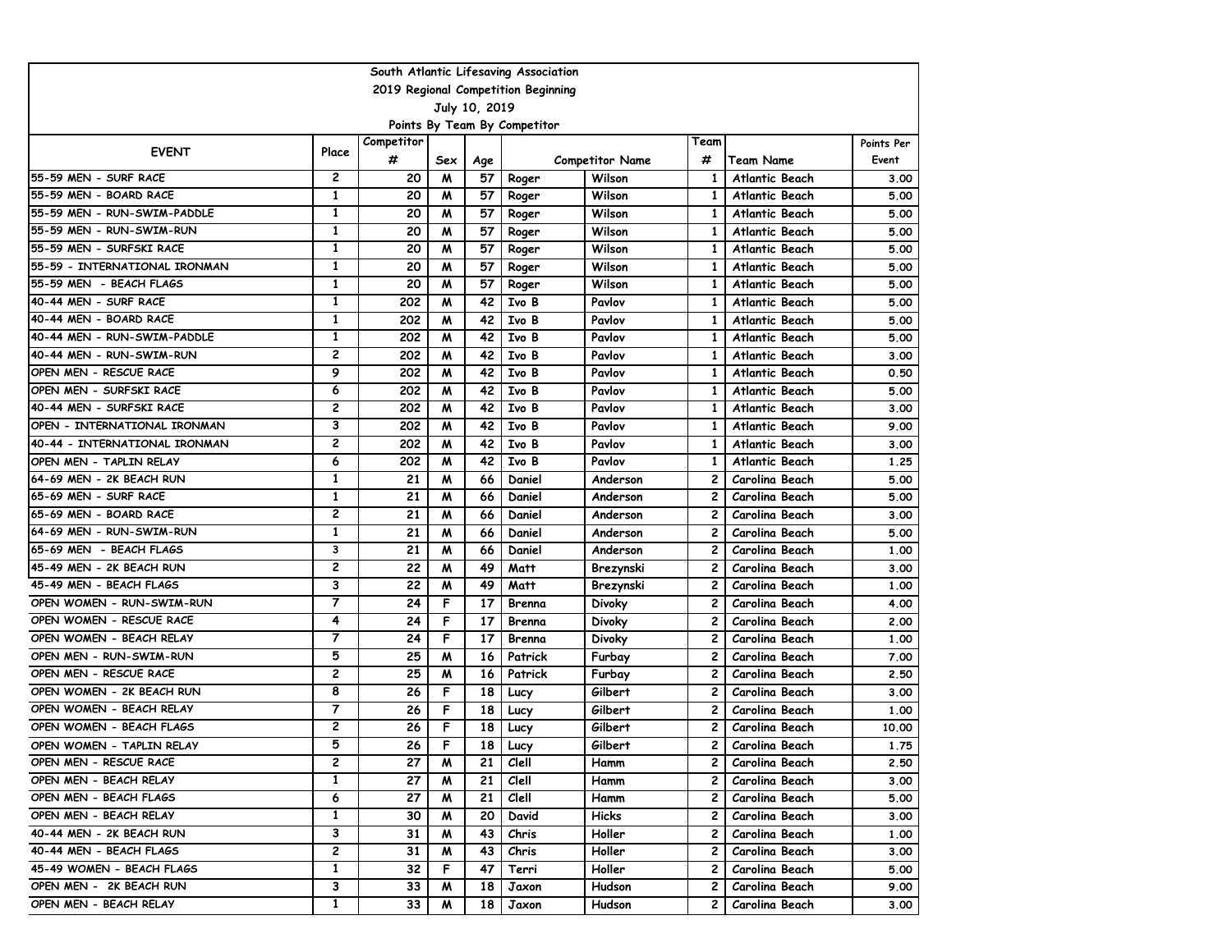| South Atlantic Lifesaving Association | | | | | | | | | |
|---|---|---|---|---|---|---|---|---|---|
| 2019 Regional Competition Beginning | | | | | | | | | |
| July 10, 2019 | | | | | | | | | |
| Points By Team By Competitor | | | | | | | | | |
| EVENT | Place | Competitor # | Sex | Age | Competitor Name | | Team # | Team Name | Points Per Event |
| 55-59 MEN - SURF RACE | 2 | 20 | M | 57 | Roger | Wilson | 1 | Atlantic Beach | 3.00 |
| 55-59 MEN - BOARD RACE | 1 | 20 | M | 57 | Roger | Wilson | 1 | Atlantic Beach | 5.00 |
| 55-59 MEN - RUN-SWIM-PADDLE | 1 | 20 | M | 57 | Roger | Wilson | 1 | Atlantic Beach | 5.00 |
| 55-59 MEN - RUN-SWIM-RUN | 1 | 20 | M | 57 | Roger | Wilson | 1 | Atlantic Beach | 5.00 |
| 55-59 MEN - SURFSKI RACE | 1 | 20 | M | 57 | Roger | Wilson | 1 | Atlantic Beach | 5.00 |
| 55-59 - INTERNATIONAL IRONMAN | 1 | 20 | M | 57 | Roger | Wilson | 1 | Atlantic Beach | 5.00 |
| 55-59 MEN - BEACH FLAGS | 1 | 20 | M | 57 | Roger | Wilson | 1 | Atlantic Beach | 5.00 |
| 40-44 MEN - SURF RACE | 1 | 202 | M | 42 | Ivo B | Pavlov | 1 | Atlantic Beach | 5.00 |
| 40-44 MEN - BOARD RACE | 1 | 202 | M | 42 | Ivo B | Pavlov | 1 | Atlantic Beach | 5.00 |
| 40-44 MEN - RUN-SWIM-PADDLE | 1 | 202 | M | 42 | Ivo B | Pavlov | 1 | Atlantic Beach | 5.00 |
| 40-44 MEN - RUN-SWIM-RUN | 2 | 202 | M | 42 | Ivo B | Pavlov | 1 | Atlantic Beach | 3.00 |
| OPEN MEN - RESCUE RACE | 9 | 202 | M | 42 | Ivo B | Pavlov | 1 | Atlantic Beach | 0.50 |
| OPEN MEN - SURFSKI RACE | 6 | 202 | M | 42 | Ivo B | Pavlov | 1 | Atlantic Beach | 5.00 |
| 40-44 MEN - SURFSKI RACE | 2 | 202 | M | 42 | Ivo B | Pavlov | 1 | Atlantic Beach | 3.00 |
| OPEN - INTERNATIONAL IRONMAN | 3 | 202 | M | 42 | Ivo B | Pavlov | 1 | Atlantic Beach | 9.00 |
| 40-44 - INTERNATIONAL IRONMAN | 2 | 202 | M | 42 | Ivo B | Pavlov | 1 | Atlantic Beach | 3.00 |
| OPEN MEN - TAPLIN RELAY | 6 | 202 | M | 42 | Ivo B | Pavlov | 1 | Atlantic Beach | 1.25 |
| 64-69 MEN - 2K BEACH RUN | 1 | 21 | M | 66 | Daniel | Anderson | 2 | Carolina Beach | 5.00 |
| 65-69 MEN - SURF RACE | 1 | 21 | M | 66 | Daniel | Anderson | 2 | Carolina Beach | 5.00 |
| 65-69 MEN - BOARD RACE | 2 | 21 | M | 66 | Daniel | Anderson | 2 | Carolina Beach | 3.00 |
| 64-69 MEN - RUN-SWIM-RUN | 1 | 21 | M | 66 | Daniel | Anderson | 2 | Carolina Beach | 5.00 |
| 65-69 MEN - BEACH FLAGS | 3 | 21 | M | 66 | Daniel | Anderson | 2 | Carolina Beach | 1.00 |
| 45-49 MEN - 2K BEACH RUN | 2 | 22 | M | 49 | Matt | Brezynski | 2 | Carolina Beach | 3.00 |
| 45-49 MEN - BEACH FLAGS | 3 | 22 | M | 49 | Matt | Brezynski | 2 | Carolina Beach | 1.00 |
| OPEN WOMEN - RUN-SWIM-RUN | 7 | 24 | F | 17 | Brenna | Divoky | 2 | Carolina Beach | 4.00 |
| OPEN WOMEN - RESCUE RACE | 4 | 24 | F | 17 | Brenna | Divoky | 2 | Carolina Beach | 2.00 |
| OPEN WOMEN - BEACH RELAY | 7 | 24 | F | 17 | Brenna | Divoky | 2 | Carolina Beach | 1.00 |
| OPEN MEN - RUN-SWIM-RUN | 5 | 25 | M | 16 | Patrick | Furbay | 2 | Carolina Beach | 7.00 |
| OPEN MEN - RESCUE RACE | 2 | 25 | M | 16 | Patrick | Furbay | 2 | Carolina Beach | 2.50 |
| OPEN WOMEN - 2K BEACH RUN | 8 | 26 | F | 18 | Lucy | Gilbert | 2 | Carolina Beach | 3.00 |
| OPEN WOMEN - BEACH RELAY | 7 | 26 | F | 18 | Lucy | Gilbert | 2 | Carolina Beach | 1.00 |
| OPEN WOMEN - BEACH FLAGS | 2 | 26 | F | 18 | Lucy | Gilbert | 2 | Carolina Beach | 10.00 |
| OPEN WOMEN - TAPLIN RELAY | 5 | 26 | F | 18 | Lucy | Gilbert | 2 | Carolina Beach | 1.75 |
| OPEN MEN - RESCUE RACE | 2 | 27 | M | 21 | Clell | Hamm | 2 | Carolina Beach | 2.50 |
| OPEN MEN - BEACH RELAY | 1 | 27 | M | 21 | Clell | Hamm | 2 | Carolina Beach | 3.00 |
| OPEN MEN - BEACH FLAGS | 6 | 27 | M | 21 | Clell | Hamm | 2 | Carolina Beach | 5.00 |
| OPEN MEN - BEACH RELAY | 1 | 30 | M | 20 | David | Hicks | 2 | Carolina Beach | 3.00 |
| 40-44 MEN - 2K BEACH RUN | 3 | 31 | M | 43 | Chris | Holler | 2 | Carolina Beach | 1.00 |
| 40-44 MEN - BEACH FLAGS | 2 | 31 | M | 43 | Chris | Holler | 2 | Carolina Beach | 3.00 |
| 45-49 WOMEN - BEACH FLAGS | 1 | 32 | F | 47 | Terri | Holler | 2 | Carolina Beach | 5.00 |
| OPEN MEN - 2K BEACH RUN | 3 | 33 | M | 18 | Jaxon | Hudson | 2 | Carolina Beach | 9.00 |
| OPEN MEN - BEACH RELAY | 1 | 33 | M | 18 | Jaxon | Hudson | 2 | Carolina Beach | 3.00 |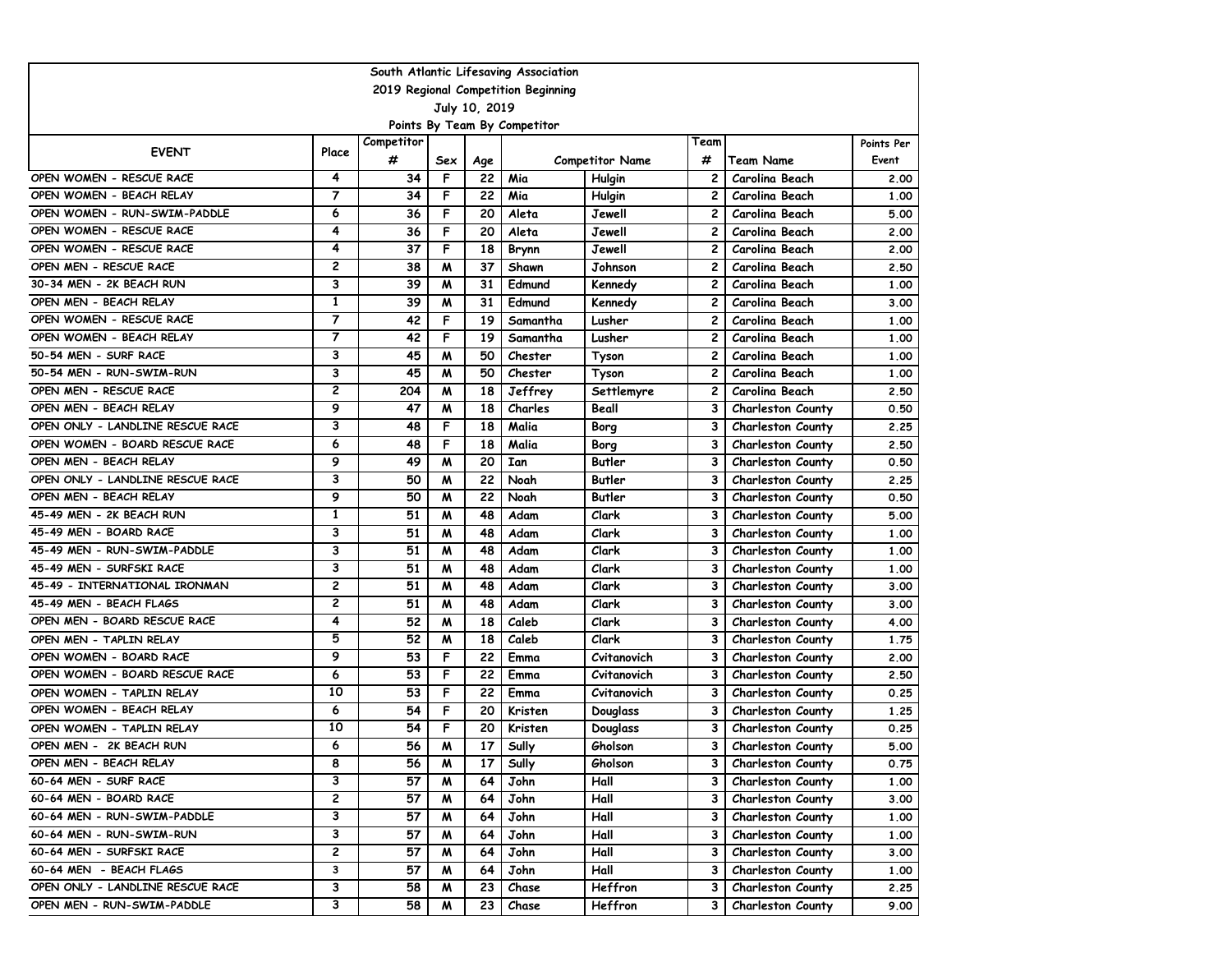| South Atlantic Lifesaving Association | | | | | | | | | |
|---|---|---|---|---|---|---|---|---|---|
| 2019 Regional Competition Beginning | | | | | | | | | |
| July 10, 2019 | | | | | | | | | |
| Points By Team By Competitor | | | | | | | | | |
| EVENT | Place | Competitor # | Sex | Age | Competitor Name | | Team # | Team Name | Points Per Event |
| OPEN WOMEN - RESCUE RACE | 4 | 34 | F | 22 | Mia | Hulgin | 2 | Carolina Beach | 2.00 |
| OPEN WOMEN - BEACH RELAY | 7 | 34 | F | 22 | Mia | Hulgin | 2 | Carolina Beach | 1.00 |
| OPEN WOMEN - RUN-SWIM-PADDLE | 6 | 36 | F | 20 | Aleta | Jewell | 2 | Carolina Beach | 5.00 |
| OPEN WOMEN - RESCUE RACE | 4 | 36 | F | 20 | Aleta | Jewell | 2 | Carolina Beach | 2.00 |
| OPEN WOMEN - RESCUE RACE | 4 | 37 | F | 18 | Brynn | Jewell | 2 | Carolina Beach | 2.00 |
| OPEN MEN - RESCUE RACE | 2 | 38 | M | 37 | Shawn | Johnson | 2 | Carolina Beach | 2.50 |
| 30-34 MEN - 2K BEACH RUN | 3 | 39 | M | 31 | Edmund | Kennedy | 2 | Carolina Beach | 1.00 |
| OPEN MEN - BEACH RELAY | 1 | 39 | M | 31 | Edmund | Kennedy | 2 | Carolina Beach | 3.00 |
| OPEN WOMEN - RESCUE RACE | 7 | 42 | F | 19 | Samantha | Lusher | 2 | Carolina Beach | 1.00 |
| OPEN WOMEN - BEACH RELAY | 7 | 42 | F | 19 | Samantha | Lusher | 2 | Carolina Beach | 1.00 |
| 50-54 MEN - SURF RACE | 3 | 45 | M | 50 | Chester | Tyson | 2 | Carolina Beach | 1.00 |
| 50-54 MEN - RUN-SWIM-RUN | 3 | 45 | M | 50 | Chester | Tyson | 2 | Carolina Beach | 1.00 |
| OPEN MEN - RESCUE RACE | 2 | 204 | M | 18 | Jeffrey | Settlemyre | 2 | Carolina Beach | 2.50 |
| OPEN MEN - BEACH RELAY | 9 | 47 | M | 18 | Charles | Beall | 3 | Charleston County | 0.50 |
| OPEN ONLY - LANDLINE RESCUE RACE | 3 | 48 | F | 18 | Malia | Borg | 3 | Charleston County | 2.25 |
| OPEN WOMEN - BOARD RESCUE RACE | 6 | 48 | F | 18 | Malia | Borg | 3 | Charleston County | 2.50 |
| OPEN MEN - BEACH RELAY | 9 | 49 | M | 20 | Ian | Butler | 3 | Charleston County | 0.50 |
| OPEN ONLY - LANDLINE RESCUE RACE | 3 | 50 | M | 22 | Noah | Butler | 3 | Charleston County | 2.25 |
| OPEN MEN - BEACH RELAY | 9 | 50 | M | 22 | Noah | Butler | 3 | Charleston County | 0.50 |
| 45-49 MEN - 2K BEACH RUN | 1 | 51 | M | 48 | Adam | Clark | 3 | Charleston County | 5.00 |
| 45-49 MEN - BOARD RACE | 3 | 51 | M | 48 | Adam | Clark | 3 | Charleston County | 1.00 |
| 45-49 MEN - RUN-SWIM-PADDLE | 3 | 51 | M | 48 | Adam | Clark | 3 | Charleston County | 1.00 |
| 45-49 MEN - SURFSKI RACE | 3 | 51 | M | 48 | Adam | Clark | 3 | Charleston County | 1.00 |
| 45-49 - INTERNATIONAL IRONMAN | 2 | 51 | M | 48 | Adam | Clark | 3 | Charleston County | 3.00 |
| 45-49 MEN - BEACH FLAGS | 2 | 51 | M | 48 | Adam | Clark | 3 | Charleston County | 3.00 |
| OPEN MEN - BOARD RESCUE RACE | 4 | 52 | M | 18 | Caleb | Clark | 3 | Charleston County | 4.00 |
| OPEN MEN - TAPLIN RELAY | 5 | 52 | M | 18 | Caleb | Clark | 3 | Charleston County | 1.75 |
| OPEN WOMEN - BOARD RACE | 9 | 53 | F | 22 | Emma | Cvitanovich | 3 | Charleston County | 2.00 |
| OPEN WOMEN - BOARD RESCUE RACE | 6 | 53 | F | 22 | Emma | Cvitanovich | 3 | Charleston County | 2.50 |
| OPEN WOMEN - TAPLIN RELAY | 10 | 53 | F | 22 | Emma | Cvitanovich | 3 | Charleston County | 0.25 |
| OPEN WOMEN - BEACH RELAY | 6 | 54 | F | 20 | Kristen | Douglass | 3 | Charleston County | 1.25 |
| OPEN WOMEN - TAPLIN RELAY | 10 | 54 | F | 20 | Kristen | Douglass | 3 | Charleston County | 0.25 |
| OPEN MEN - 2K BEACH RUN | 6 | 56 | M | 17 | Sully | Gholson | 3 | Charleston County | 5.00 |
| OPEN MEN - BEACH RELAY | 8 | 56 | M | 17 | Sully | Gholson | 3 | Charleston County | 0.75 |
| 60-64 MEN - SURF RACE | 3 | 57 | M | 64 | John | Hall | 3 | Charleston County | 1.00 |
| 60-64 MEN - BOARD RACE | 2 | 57 | M | 64 | John | Hall | 3 | Charleston County | 3.00 |
| 60-64 MEN - RUN-SWIM-PADDLE | 3 | 57 | M | 64 | John | Hall | 3 | Charleston County | 1.00 |
| 60-64 MEN - RUN-SWIM-RUN | 3 | 57 | M | 64 | John | Hall | 3 | Charleston County | 1.00 |
| 60-64 MEN - SURFSKI RACE | 2 | 57 | M | 64 | John | Hall | 3 | Charleston County | 3.00 |
| 60-64 MEN - BEACH FLAGS | 3 | 57 | M | 64 | John | Hall | 3 | Charleston County | 1.00 |
| OPEN ONLY - LANDLINE RESCUE RACE | 3 | 58 | M | 23 | Chase | Heffron | 3 | Charleston County | 2.25 |
| OPEN MEN - RUN-SWIM-PADDLE | 3 | 58 | M | 23 | Chase | Heffron | 3 | Charleston County | 9.00 |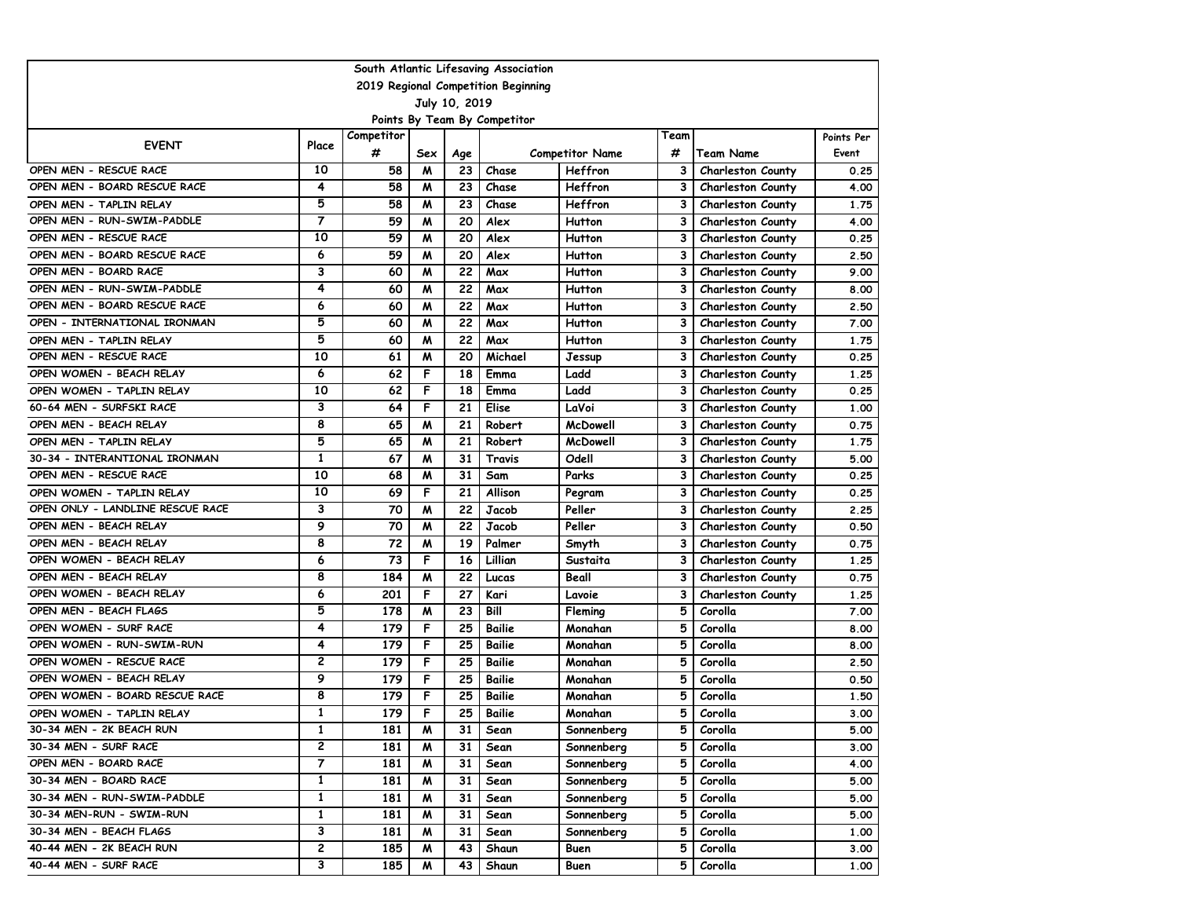| South Atlantic Lifesaving Association | | | | | | | | | |
|---|---|---|---|---|---|---|---|---|---|
| 2019 Regional Competition Beginning | | | | | | | | | |
| July 10, 2019 | | | | | | | | | |
| Points By Team By Competitor | | | | | | | | | |
| EVENT | Place | Competitor # | Sex | Age | Competitor Name | | Team # | Team Name | Points Per Event |
| OPEN MEN - RESCUE RACE | 10 | 58 | M | 23 | Chase | Heffron | 3 | Charleston County | 0.25 |
| OPEN MEN - BOARD RESCUE RACE | 4 | 58 | M | 23 | Chase | Heffron | 3 | Charleston County | 4.00 |
| OPEN MEN - TAPLIN RELAY | 5 | 58 | M | 23 | Chase | Heffron | 3 | Charleston County | 1.75 |
| OPEN MEN - RUN-SWIM-PADDLE | 7 | 59 | M | 20 | Alex | Hutton | 3 | Charleston County | 4.00 |
| OPEN MEN - RESCUE RACE | 10 | 59 | M | 20 | Alex | Hutton | 3 | Charleston County | 0.25 |
| OPEN MEN - BOARD RESCUE RACE | 6 | 59 | M | 20 | Alex | Hutton | 3 | Charleston County | 2.50 |
| OPEN MEN - BOARD RACE | 3 | 60 | M | 22 | Max | Hutton | 3 | Charleston County | 9.00 |
| OPEN MEN - RUN-SWIM-PADDLE | 4 | 60 | M | 22 | Max | Hutton | 3 | Charleston County | 8.00 |
| OPEN MEN - BOARD RESCUE RACE | 6 | 60 | M | 22 | Max | Hutton | 3 | Charleston County | 2.50 |
| OPEN - INTERNATIONAL IRONMAN | 5 | 60 | M | 22 | Max | Hutton | 3 | Charleston County | 7.00 |
| OPEN MEN - TAPLIN RELAY | 5 | 60 | M | 22 | Max | Hutton | 3 | Charleston County | 1.75 |
| OPEN MEN - RESCUE RACE | 10 | 61 | M | 20 | Michael | Jessup | 3 | Charleston County | 0.25 |
| OPEN WOMEN - BEACH RELAY | 6 | 62 | F | 18 | Emma | Ladd | 3 | Charleston County | 1.25 |
| OPEN WOMEN - TAPLIN RELAY | 10 | 62 | F | 18 | Emma | Ladd | 3 | Charleston County | 0.25 |
| 60-64 MEN - SURFSKI RACE | 3 | 64 | F | 21 | Elise | LaVoi | 3 | Charleston County | 1.00 |
| OPEN MEN - BEACH RELAY | 8 | 65 | M | 21 | Robert | McDowell | 3 | Charleston County | 0.75 |
| OPEN MEN - TAPLIN RELAY | 5 | 65 | M | 21 | Robert | McDowell | 3 | Charleston County | 1.75 |
| 30-34 - INTERANTIONAL IRONMAN | 1 | 67 | M | 31 | Travis | Odell | 3 | Charleston County | 5.00 |
| OPEN MEN - RESCUE RACE | 10 | 68 | M | 31 | Sam | Parks | 3 | Charleston County | 0.25 |
| OPEN WOMEN - TAPLIN RELAY | 10 | 69 | F | 21 | Allison | Pegram | 3 | Charleston County | 0.25 |
| OPEN ONLY - LANDLINE RESCUE RACE | 3 | 70 | M | 22 | Jacob | Peller | 3 | Charleston County | 2.25 |
| OPEN MEN - BEACH RELAY | 9 | 70 | M | 22 | Jacob | Peller | 3 | Charleston County | 0.50 |
| OPEN MEN - BEACH RELAY | 8 | 72 | M | 19 | Palmer | Smyth | 3 | Charleston County | 0.75 |
| OPEN WOMEN - BEACH RELAY | 6 | 73 | F | 16 | Lillian | Sustaita | 3 | Charleston County | 1.25 |
| OPEN MEN - BEACH RELAY | 8 | 184 | M | 22 | Lucas | Beall | 3 | Charleston County | 0.75 |
| OPEN WOMEN - BEACH RELAY | 6 | 201 | F | 27 | Kari | Lavoie | 3 | Charleston County | 1.25 |
| OPEN MEN - BEACH FLAGS | 5 | 178 | M | 23 | Bill | Fleming | 5 | Corolla | 7.00 |
| OPEN WOMEN - SURF RACE | 4 | 179 | F | 25 | Bailie | Monahan | 5 | Corolla | 8.00 |
| OPEN WOMEN - RUN-SWIM-RUN | 4 | 179 | F | 25 | Bailie | Monahan | 5 | Corolla | 8.00 |
| OPEN WOMEN - RESCUE RACE | 2 | 179 | F | 25 | Bailie | Monahan | 5 | Corolla | 2.50 |
| OPEN WOMEN - BEACH RELAY | 9 | 179 | F | 25 | Bailie | Monahan | 5 | Corolla | 0.50 |
| OPEN WOMEN - BOARD RESCUE RACE | 8 | 179 | F | 25 | Bailie | Monahan | 5 | Corolla | 1.50 |
| OPEN WOMEN - TAPLIN RELAY | 1 | 179 | F | 25 | Bailie | Monahan | 5 | Corolla | 3.00 |
| 30-34 MEN - 2K BEACH RUN | 1 | 181 | M | 31 | Sean | Sonnenberg | 5 | Corolla | 5.00 |
| 30-34 MEN - SURF RACE | 2 | 181 | M | 31 | Sean | Sonnenberg | 5 | Corolla | 3.00 |
| OPEN MEN - BOARD RACE | 7 | 181 | M | 31 | Sean | Sonnenberg | 5 | Corolla | 4.00 |
| 30-34 MEN - BOARD RACE | 1 | 181 | M | 31 | Sean | Sonnenberg | 5 | Corolla | 5.00 |
| 30-34 MEN - RUN-SWIM-PADDLE | 1 | 181 | M | 31 | Sean | Sonnenberg | 5 | Corolla | 5.00 |
| 30-34 MEN-RUN - SWIM-RUN | 1 | 181 | M | 31 | Sean | Sonnenberg | 5 | Corolla | 5.00 |
| 30-34 MEN - BEACH FLAGS | 3 | 181 | M | 31 | Sean | Sonnenberg | 5 | Corolla | 1.00 |
| 40-44 MEN - 2K BEACH RUN | 2 | 185 | M | 43 | Shaun | Buen | 5 | Corolla | 3.00 |
| 40-44 MEN - SURF RACE | 3 | 185 | M | 43 | Shaun | Buen | 5 | Corolla | 1.00 |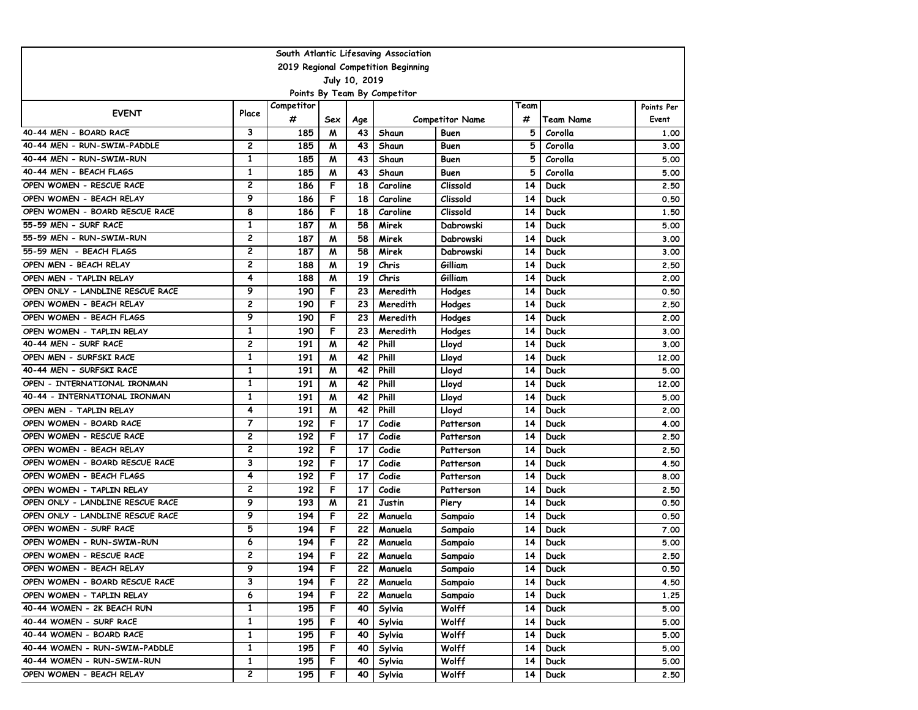South Atlantic Lifesaving Association

2019 Regional Competition Beginning

July 10, 2019

Points By Team By Competitor

| EVENT | Place | Competitor # | Sex | Age | Competitor Name | | Team # | Team Name | Points Per Event |
|---|---|---|---|---|---|---|---|---|---|
| 40-44 MEN - BOARD RACE | 3 | 185 | M | 43 | Shaun | Buen | 5 | Corolla | 1.00 |
| 40-44 MEN - RUN-SWIM-PADDLE | 2 | 185 | M | 43 | Shaun | Buen | 5 | Corolla | 3.00 |
| 40-44 MEN - RUN-SWIM-RUN | 1 | 185 | M | 43 | Shaun | Buen | 5 | Corolla | 5.00 |
| 40-44 MEN - BEACH FLAGS | 1 | 185 | M | 43 | Shaun | Buen | 5 | Corolla | 5.00 |
| OPEN WOMEN - RESCUE RACE | 2 | 186 | F | 18 | Caroline | Clissold | 14 | Duck | 2.50 |
| OPEN WOMEN - BEACH RELAY | 9 | 186 | F | 18 | Caroline | Clissold | 14 | Duck | 0.50 |
| OPEN WOMEN - BOARD RESCUE RACE | 8 | 186 | F | 18 | Caroline | Clissold | 14 | Duck | 1.50 |
| 55-59 MEN - SURF RACE | 1 | 187 | M | 58 | Mirek | Dabrowski | 14 | Duck | 5.00 |
| 55-59 MEN - RUN-SWIM-RUN | 2 | 187 | M | 58 | Mirek | Dabrowski | 14 | Duck | 3.00 |
| 55-59 MEN - BEACH FLAGS | 2 | 187 | M | 58 | Mirek | Dabrowski | 14 | Duck | 3.00 |
| OPEN MEN - BEACH RELAY | 2 | 188 | M | 19 | Chris | Gilliam | 14 | Duck | 2.50 |
| OPEN MEN - TAPLIN RELAY | 4 | 188 | M | 19 | Chris | Gilliam | 14 | Duck | 2.00 |
| OPEN ONLY - LANDLINE RESCUE RACE | 9 | 190 | F | 23 | Meredith | Hodges | 14 | Duck | 0.50 |
| OPEN WOMEN - BEACH RELAY | 2 | 190 | F | 23 | Meredith | Hodges | 14 | Duck | 2.50 |
| OPEN WOMEN - BEACH FLAGS | 9 | 190 | F | 23 | Meredith | Hodges | 14 | Duck | 2.00 |
| OPEN WOMEN - TAPLIN RELAY | 1 | 190 | F | 23 | Meredith | Hodges | 14 | Duck | 3.00 |
| 40-44 MEN - SURF RACE | 2 | 191 | M | 42 | Phill | Lloyd | 14 | Duck | 3.00 |
| OPEN MEN - SURFSKI RACE | 1 | 191 | M | 42 | Phill | Lloyd | 14 | Duck | 12.00 |
| 40-44 MEN - SURFSKI RACE | 1 | 191 | M | 42 | Phill | Lloyd | 14 | Duck | 5.00 |
| OPEN - INTERNATIONAL IRONMAN | 1 | 191 | M | 42 | Phill | Lloyd | 14 | Duck | 12.00 |
| 40-44 - INTERNATIONAL IRONMAN | 1 | 191 | M | 42 | Phill | Lloyd | 14 | Duck | 5.00 |
| OPEN MEN - TAPLIN RELAY | 4 | 191 | M | 42 | Phill | Lloyd | 14 | Duck | 2.00 |
| OPEN WOMEN - BOARD RACE | 7 | 192 | F | 17 | Codie | Patterson | 14 | Duck | 4.00 |
| OPEN WOMEN - RESCUE RACE | 2 | 192 | F | 17 | Codie | Patterson | 14 | Duck | 2.50 |
| OPEN WOMEN - BEACH RELAY | 2 | 192 | F | 17 | Codie | Patterson | 14 | Duck | 2.50 |
| OPEN WOMEN - BOARD RESCUE RACE | 3 | 192 | F | 17 | Codie | Patterson | 14 | Duck | 4.50 |
| OPEN WOMEN - BEACH FLAGS | 4 | 192 | F | 17 | Codie | Patterson | 14 | Duck | 8.00 |
| OPEN WOMEN - TAPLIN RELAY | 2 | 192 | F | 17 | Codie | Patterson | 14 | Duck | 2.50 |
| OPEN ONLY - LANDLINE RESCUE RACE | 9 | 193 | M | 21 | Justin | Piery | 14 | Duck | 0.50 |
| OPEN ONLY - LANDLINE RESCUE RACE | 9 | 194 | F | 22 | Manuela | Sampaio | 14 | Duck | 0.50 |
| OPEN WOMEN - SURF RACE | 5 | 194 | F | 22 | Manuela | Sampaio | 14 | Duck | 7.00 |
| OPEN WOMEN - RUN-SWIM-RUN | 6 | 194 | F | 22 | Manuela | Sampaio | 14 | Duck | 5.00 |
| OPEN WOMEN - RESCUE RACE | 2 | 194 | F | 22 | Manuela | Sampaio | 14 | Duck | 2.50 |
| OPEN WOMEN - BEACH RELAY | 9 | 194 | F | 22 | Manuela | Sampaio | 14 | Duck | 0.50 |
| OPEN WOMEN - BOARD RESCUE RACE | 3 | 194 | F | 22 | Manuela | Sampaio | 14 | Duck | 4.50 |
| OPEN WOMEN - TAPLIN RELAY | 6 | 194 | F | 22 | Manuela | Sampaio | 14 | Duck | 1.25 |
| 40-44 WOMEN - 2K BEACH RUN | 1 | 195 | F | 40 | Sylvia | Wolff | 14 | Duck | 5.00 |
| 40-44 WOMEN - SURF RACE | 1 | 195 | F | 40 | Sylvia | Wolff | 14 | Duck | 5.00 |
| 40-44 WOMEN - BOARD RACE | 1 | 195 | F | 40 | Sylvia | Wolff | 14 | Duck | 5.00 |
| 40-44 WOMEN - RUN-SWIM-PADDLE | 1 | 195 | F | 40 | Sylvia | Wolff | 14 | Duck | 5.00 |
| 40-44 WOMEN - RUN-SWIM-RUN | 1 | 195 | F | 40 | Sylvia | Wolff | 14 | Duck | 5.00 |
| OPEN WOMEN - BEACH RELAY | 2 | 195 | F | 40 | Sylvia | Wolff | 14 | Duck | 2.50 |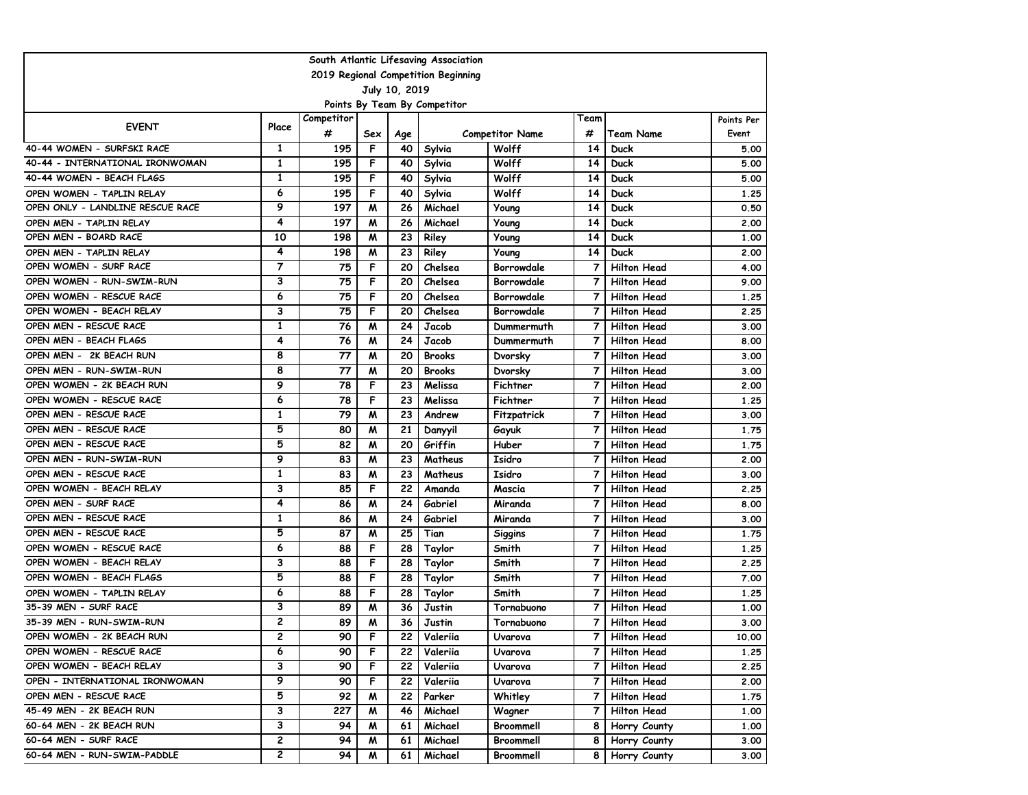South Atlantic Lifesaving Association

2019 Regional Competition Beginning

July 10, 2019

Points By Team By Competitor

| EVENT | Place | Competitor # | Sex | Age | Competitor Name | | Team # | Team Name | Points Per Event |
|---|---|---|---|---|---|---|---|---|---|
| 40-44 WOMEN - SURFSKI RACE | 1 | 195 | F | 40 | Sylvia | Wolff | 14 | Duck | 5.00 |
| 40-44 - INTERNATIONAL IRONWOMAN | 1 | 195 | F | 40 | Sylvia | Wolff | 14 | Duck | 5.00 |
| 40-44 WOMEN - BEACH FLAGS | 1 | 195 | F | 40 | Sylvia | Wolff | 14 | Duck | 5.00 |
| OPEN WOMEN - TAPLIN RELAY | 6 | 195 | F | 40 | Sylvia | Wolff | 14 | Duck | 1.25 |
| OPEN ONLY - LANDLINE RESCUE RACE | 9 | 197 | M | 26 | Michael | Young | 14 | Duck | 0.50 |
| OPEN MEN - TAPLIN RELAY | 4 | 197 | M | 26 | Michael | Young | 14 | Duck | 2.00 |
| OPEN MEN - BOARD RACE | 10 | 198 | M | 23 | Riley | Young | 14 | Duck | 1.00 |
| OPEN MEN - TAPLIN RELAY | 4 | 198 | M | 23 | Riley | Young | 14 | Duck | 2.00 |
| OPEN WOMEN - SURF RACE | 7 | 75 | F | 20 | Chelsea | Borrowdale | 7 | Hilton Head | 4.00 |
| OPEN WOMEN - RUN-SWIM-RUN | 3 | 75 | F | 20 | Chelsea | Borrowdale | 7 | Hilton Head | 9.00 |
| OPEN WOMEN - RESCUE RACE | 6 | 75 | F | 20 | Chelsea | Borrowdale | 7 | Hilton Head | 1.25 |
| OPEN WOMEN - BEACH RELAY | 3 | 75 | F | 20 | Chelsea | Borrowdale | 7 | Hilton Head | 2.25 |
| OPEN MEN - RESCUE RACE | 1 | 76 | M | 24 | Jacob | Dummermuth | 7 | Hilton Head | 3.00 |
| OPEN MEN - BEACH FLAGS | 4 | 76 | M | 24 | Jacob | Dummermuth | 7 | Hilton Head | 8.00 |
| OPEN MEN - 2K BEACH RUN | 8 | 77 | M | 20 | Brooks | Dvorsky | 7 | Hilton Head | 3.00 |
| OPEN MEN - RUN-SWIM-RUN | 8 | 77 | M | 20 | Brooks | Dvorsky | 7 | Hilton Head | 3.00 |
| OPEN WOMEN - 2K BEACH RUN | 9 | 78 | F | 23 | Melissa | Fichtner | 7 | Hilton Head | 2.00 |
| OPEN WOMEN - RESCUE RACE | 6 | 78 | F | 23 | Melissa | Fichtner | 7 | Hilton Head | 1.25 |
| OPEN MEN - RESCUE RACE | 1 | 79 | M | 23 | Andrew | Fitzpatrick | 7 | Hilton Head | 3.00 |
| OPEN MEN - RESCUE RACE | 5 | 80 | M | 21 | Danyyil | Gayuk | 7 | Hilton Head | 1.75 |
| OPEN MEN - RESCUE RACE | 5 | 82 | M | 20 | Griffin | Huber | 7 | Hilton Head | 1.75 |
| OPEN MEN - RUN-SWIM-RUN | 9 | 83 | M | 23 | Matheus | Isidro | 7 | Hilton Head | 2.00 |
| OPEN MEN - RESCUE RACE | 1 | 83 | M | 23 | Matheus | Isidro | 7 | Hilton Head | 3.00 |
| OPEN WOMEN - BEACH RELAY | 3 | 85 | F | 22 | Amanda | Mascia | 7 | Hilton Head | 2.25 |
| OPEN MEN - SURF RACE | 4 | 86 | M | 24 | Gabriel | Miranda | 7 | Hilton Head | 8.00 |
| OPEN MEN - RESCUE RACE | 1 | 86 | M | 24 | Gabriel | Miranda | 7 | Hilton Head | 3.00 |
| OPEN MEN - RESCUE RACE | 5 | 87 | M | 25 | Tian | Siggins | 7 | Hilton Head | 1.75 |
| OPEN WOMEN - RESCUE RACE | 6 | 88 | F | 28 | Taylor | Smith | 7 | Hilton Head | 1.25 |
| OPEN WOMEN - BEACH RELAY | 3 | 88 | F | 28 | Taylor | Smith | 7 | Hilton Head | 2.25 |
| OPEN WOMEN - BEACH FLAGS | 5 | 88 | F | 28 | Taylor | Smith | 7 | Hilton Head | 7.00 |
| OPEN WOMEN - TAPLIN RELAY | 6 | 88 | F | 28 | Taylor | Smith | 7 | Hilton Head | 1.25 |
| 35-39 MEN - SURF RACE | 3 | 89 | M | 36 | Justin | Tornabuono | 7 | Hilton Head | 1.00 |
| 35-39 MEN - RUN-SWIM-RUN | 2 | 89 | M | 36 | Justin | Tornabuono | 7 | Hilton Head | 3.00 |
| OPEN WOMEN - 2K BEACH RUN | 2 | 90 | F | 22 | Valeriia | Uvarova | 7 | Hilton Head | 10.00 |
| OPEN WOMEN - RESCUE RACE | 6 | 90 | F | 22 | Valeriia | Uvarova | 7 | Hilton Head | 1.25 |
| OPEN WOMEN - BEACH RELAY | 3 | 90 | F | 22 | Valeriia | Uvarova | 7 | Hilton Head | 2.25 |
| OPEN - INTERNATIONAL IRONWOMAN | 9 | 90 | F | 22 | Valeriia | Uvarova | 7 | Hilton Head | 2.00 |
| OPEN MEN - RESCUE RACE | 5 | 92 | M | 22 | Parker | Whitley | 7 | Hilton Head | 1.75 |
| 45-49 MEN - 2K BEACH RUN | 3 | 227 | M | 46 | Michael | Wagner | 7 | Hilton Head | 1.00 |
| 60-64 MEN - 2K BEACH RUN | 3 | 94 | M | 61 | Michael | Broommell | 8 | Horry County | 1.00 |
| 60-64 MEN - SURF RACE | 2 | 94 | M | 61 | Michael | Broommell | 8 | Horry County | 3.00 |
| 60-64 MEN - RUN-SWIM-PADDLE | 2 | 94 | M | 61 | Michael | Broommell | 8 | Horry County | 3.00 |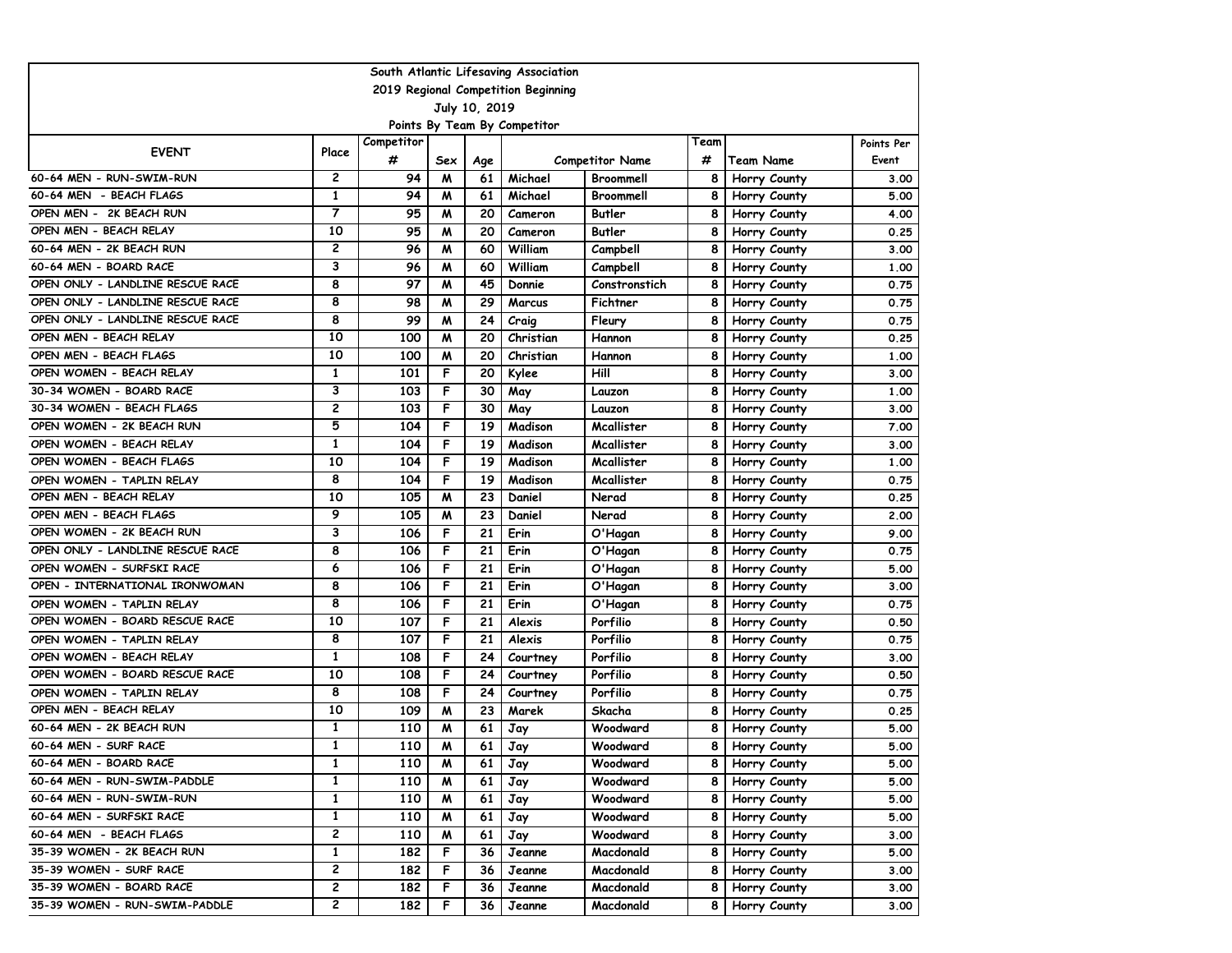| South Atlantic Lifesaving Association | | | | | | | | | |
|---|---|---|---|---|---|---|---|---|---|
| 2019 Regional Competition Beginning | | | | | | | | | |
| July 10, 2019 | | | | | | | | | |
| Points By Team By Competitor | | | | | | | | | |
| EVENT | Place | Competitor # | Sex | Age | Competitor Name | | Team # | Team Name | Points Per Event |
| 60-64 MEN - RUN-SWIM-RUN | 2 | 94 | M | 61 | Michael | Broommell | 8 | Horry County | 3.00 |
| 60-64 MEN - BEACH FLAGS | 1 | 94 | M | 61 | Michael | Broommell | 8 | Horry County | 5.00 |
| OPEN MEN - 2K BEACH RUN | 7 | 95 | M | 20 | Cameron | Butler | 8 | Horry County | 4.00 |
| OPEN MEN - BEACH RELAY | 10 | 95 | M | 20 | Cameron | Butler | 8 | Horry County | 0.25 |
| 60-64 MEN - 2K BEACH RUN | 2 | 96 | M | 60 | William | Campbell | 8 | Horry County | 3.00 |
| 60-64 MEN - BOARD RACE | 3 | 96 | M | 60 | William | Campbell | 8 | Horry County | 1.00 |
| OPEN ONLY - LANDLINE RESCUE RACE | 8 | 97 | M | 45 | Donnie | Constronstich | 8 | Horry County | 0.75 |
| OPEN ONLY - LANDLINE RESCUE RACE | 8 | 98 | M | 29 | Marcus | Fichtner | 8 | Horry County | 0.75 |
| OPEN ONLY - LANDLINE RESCUE RACE | 8 | 99 | M | 24 | Craig | Fleury | 8 | Horry County | 0.75 |
| OPEN MEN - BEACH RELAY | 10 | 100 | M | 20 | Christian | Hannon | 8 | Horry County | 0.25 |
| OPEN MEN - BEACH FLAGS | 10 | 100 | M | 20 | Christian | Hannon | 8 | Horry County | 1.00 |
| OPEN WOMEN - BEACH RELAY | 1 | 101 | F | 20 | Kylee | Hill | 8 | Horry County | 3.00 |
| 30-34 WOMEN - BOARD RACE | 3 | 103 | F | 30 | May | Lauzon | 8 | Horry County | 1.00 |
| 30-34 WOMEN - BEACH FLAGS | 2 | 103 | F | 30 | May | Lauzon | 8 | Horry County | 3.00 |
| OPEN WOMEN - 2K BEACH RUN | 5 | 104 | F | 19 | Madison | Mcallister | 8 | Horry County | 7.00 |
| OPEN WOMEN - BEACH RELAY | 1 | 104 | F | 19 | Madison | Mcallister | 8 | Horry County | 3.00 |
| OPEN WOMEN - BEACH FLAGS | 10 | 104 | F | 19 | Madison | Mcallister | 8 | Horry County | 1.00 |
| OPEN WOMEN - TAPLIN RELAY | 8 | 104 | F | 19 | Madison | Mcallister | 8 | Horry County | 0.75 |
| OPEN MEN - BEACH RELAY | 10 | 105 | M | 23 | Daniel | Nerad | 8 | Horry County | 0.25 |
| OPEN MEN - BEACH FLAGS | 9 | 105 | M | 23 | Daniel | Nerad | 8 | Horry County | 2.00 |
| OPEN WOMEN - 2K BEACH RUN | 3 | 106 | F | 21 | Erin | O'Hagan | 8 | Horry County | 9.00 |
| OPEN ONLY - LANDLINE RESCUE RACE | 8 | 106 | F | 21 | Erin | O'Hagan | 8 | Horry County | 0.75 |
| OPEN WOMEN - SURFSKI RACE | 6 | 106 | F | 21 | Erin | O'Hagan | 8 | Horry County | 5.00 |
| OPEN - INTERNATIONAL IRONWOMAN | 8 | 106 | F | 21 | Erin | O'Hagan | 8 | Horry County | 3.00 |
| OPEN WOMEN - TAPLIN RELAY | 8 | 106 | F | 21 | Erin | O'Hagan | 8 | Horry County | 0.75 |
| OPEN WOMEN - BOARD RESCUE RACE | 10 | 107 | F | 21 | Alexis | Porfilio | 8 | Horry County | 0.50 |
| OPEN WOMEN - TAPLIN RELAY | 8 | 107 | F | 21 | Alexis | Porfilio | 8 | Horry County | 0.75 |
| OPEN WOMEN - BEACH RELAY | 1 | 108 | F | 24 | Courtney | Porfilio | 8 | Horry County | 3.00 |
| OPEN WOMEN - BOARD RESCUE RACE | 10 | 108 | F | 24 | Courtney | Porfilio | 8 | Horry County | 0.50 |
| OPEN WOMEN - TAPLIN RELAY | 8 | 108 | F | 24 | Courtney | Porfilio | 8 | Horry County | 0.75 |
| OPEN MEN - BEACH RELAY | 10 | 109 | M | 23 | Marek | Skacha | 8 | Horry County | 0.25 |
| 60-64 MEN - 2K BEACH RUN | 1 | 110 | M | 61 | Jay | Woodward | 8 | Horry County | 5.00 |
| 60-64 MEN - SURF RACE | 1 | 110 | M | 61 | Jay | Woodward | 8 | Horry County | 5.00 |
| 60-64 MEN - BOARD RACE | 1 | 110 | M | 61 | Jay | Woodward | 8 | Horry County | 5.00 |
| 60-64 MEN - RUN-SWIM-PADDLE | 1 | 110 | M | 61 | Jay | Woodward | 8 | Horry County | 5.00 |
| 60-64 MEN - RUN-SWIM-RUN | 1 | 110 | M | 61 | Jay | Woodward | 8 | Horry County | 5.00 |
| 60-64 MEN - SURFSKI RACE | 1 | 110 | M | 61 | Jay | Woodward | 8 | Horry County | 5.00 |
| 60-64 MEN - BEACH FLAGS | 2 | 110 | M | 61 | Jay | Woodward | 8 | Horry County | 3.00 |
| 35-39 WOMEN - 2K BEACH RUN | 1 | 182 | F | 36 | Jeanne | Macdonald | 8 | Horry County | 5.00 |
| 35-39 WOMEN - SURF RACE | 2 | 182 | F | 36 | Jeanne | Macdonald | 8 | Horry County | 3.00 |
| 35-39 WOMEN - BOARD RACE | 2 | 182 | F | 36 | Jeanne | Macdonald | 8 | Horry County | 3.00 |
| 35-39 WOMEN - RUN-SWIM-PADDLE | 2 | 182 | F | 36 | Jeanne | Macdonald | 8 | Horry County | 3.00 |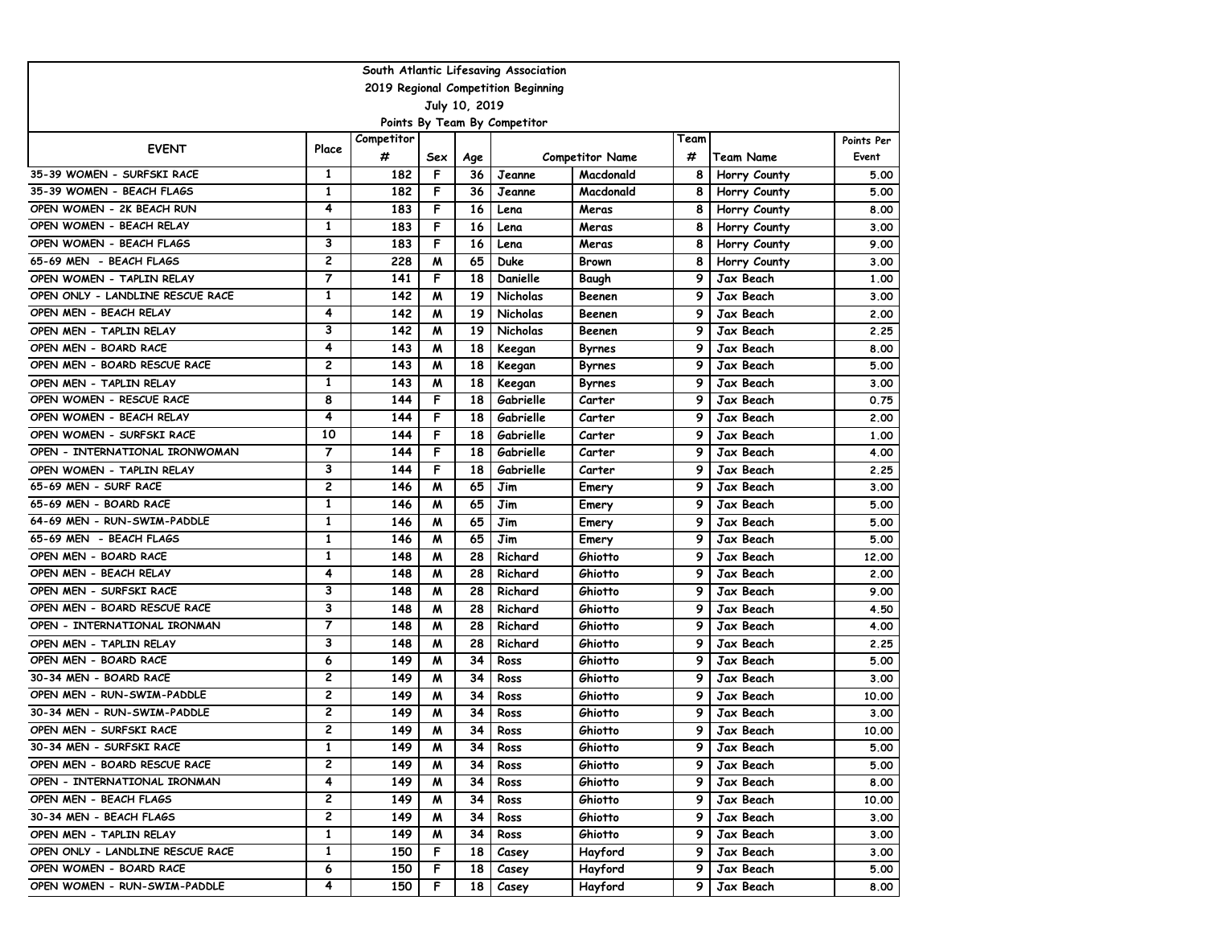South Atlantic Lifesaving Association

2019 Regional Competition Beginning

July 10, 2019

Points By Team By Competitor

| EVENT | Place | Competitor # | Sex | Age | Competitor Name | | Team # | Team Name | Points Per Event |
|---|---|---|---|---|---|---|---|---|---|
| 35-39 WOMEN - SURFSKI RACE | 1 | 182 | F | 36 | Jeanne | Macdonald | 8 | Horry County | 5.00 |
| 35-39 WOMEN - BEACH FLAGS | 1 | 182 | F | 36 | Jeanne | Macdonald | 8 | Horry County | 5.00 |
| OPEN WOMEN - 2K BEACH RUN | 4 | 183 | F | 16 | Lena | Meras | 8 | Horry County | 8.00 |
| OPEN WOMEN - BEACH RELAY | 1 | 183 | F | 16 | Lena | Meras | 8 | Horry County | 3.00 |
| OPEN WOMEN - BEACH FLAGS | 3 | 183 | F | 16 | Lena | Meras | 8 | Horry County | 9.00 |
| 65-69 MEN - BEACH FLAGS | 2 | 228 | M | 65 | Duke | Brown | 8 | Horry County | 3.00 |
| OPEN WOMEN - TAPLIN RELAY | 7 | 141 | F | 18 | Danielle | Baugh | 9 | Jax Beach | 1.00 |
| OPEN ONLY - LANDLINE RESCUE RACE | 1 | 142 | M | 19 | Nicholas | Beenen | 9 | Jax Beach | 3.00 |
| OPEN MEN - BEACH RELAY | 4 | 142 | M | 19 | Nicholas | Beenen | 9 | Jax Beach | 2.00 |
| OPEN MEN - TAPLIN RELAY | 3 | 142 | M | 19 | Nicholas | Beenen | 9 | Jax Beach | 2.25 |
| OPEN MEN - BOARD RACE | 4 | 143 | M | 18 | Keegan | Byrnes | 9 | Jax Beach | 8.00 |
| OPEN MEN - BOARD RESCUE RACE | 2 | 143 | M | 18 | Keegan | Byrnes | 9 | Jax Beach | 5.00 |
| OPEN MEN - TAPLIN RELAY | 1 | 143 | M | 18 | Keegan | Byrnes | 9 | Jax Beach | 3.00 |
| OPEN WOMEN - RESCUE RACE | 8 | 144 | F | 18 | Gabrielle | Carter | 9 | Jax Beach | 0.75 |
| OPEN WOMEN - BEACH RELAY | 4 | 144 | F | 18 | Gabrielle | Carter | 9 | Jax Beach | 2.00 |
| OPEN WOMEN - SURFSKI RACE | 10 | 144 | F | 18 | Gabrielle | Carter | 9 | Jax Beach | 1.00 |
| OPEN - INTERNATIONAL IRONWOMAN | 7 | 144 | F | 18 | Gabrielle | Carter | 9 | Jax Beach | 4.00 |
| OPEN WOMEN - TAPLIN RELAY | 3 | 144 | F | 18 | Gabrielle | Carter | 9 | Jax Beach | 2.25 |
| 65-69 MEN - SURF RACE | 2 | 146 | M | 65 | Jim | Emery | 9 | Jax Beach | 3.00 |
| 65-69 MEN - BOARD RACE | 1 | 146 | M | 65 | Jim | Emery | 9 | Jax Beach | 5.00 |
| 64-69 MEN - RUN-SWIM-PADDLE | 1 | 146 | M | 65 | Jim | Emery | 9 | Jax Beach | 5.00 |
| 65-69 MEN - BEACH FLAGS | 1 | 146 | M | 65 | Jim | Emery | 9 | Jax Beach | 5.00 |
| OPEN MEN - BOARD RACE | 1 | 148 | M | 28 | Richard | Ghiotto | 9 | Jax Beach | 12.00 |
| OPEN MEN - BEACH RELAY | 4 | 148 | M | 28 | Richard | Ghiotto | 9 | Jax Beach | 2.00 |
| OPEN MEN - SURFSKI RACE | 3 | 148 | M | 28 | Richard | Ghiotto | 9 | Jax Beach | 9.00 |
| OPEN MEN - BOARD RESCUE RACE | 3 | 148 | M | 28 | Richard | Ghiotto | 9 | Jax Beach | 4.50 |
| OPEN - INTERNATIONAL IRONMAN | 7 | 148 | M | 28 | Richard | Ghiotto | 9 | Jax Beach | 4.00 |
| OPEN MEN - TAPLIN RELAY | 3 | 148 | M | 28 | Richard | Ghiotto | 9 | Jax Beach | 2.25 |
| OPEN MEN - BOARD RACE | 6 | 149 | M | 34 | Ross | Ghiotto | 9 | Jax Beach | 5.00 |
| 30-34 MEN - BOARD RACE | 2 | 149 | M | 34 | Ross | Ghiotto | 9 | Jax Beach | 3.00 |
| OPEN MEN - RUN-SWIM-PADDLE | 2 | 149 | M | 34 | Ross | Ghiotto | 9 | Jax Beach | 10.00 |
| 30-34 MEN - RUN-SWIM-PADDLE | 2 | 149 | M | 34 | Ross | Ghiotto | 9 | Jax Beach | 3.00 |
| OPEN MEN - SURFSKI RACE | 2 | 149 | M | 34 | Ross | Ghiotto | 9 | Jax Beach | 10.00 |
| 30-34 MEN - SURFSKI RACE | 1 | 149 | M | 34 | Ross | Ghiotto | 9 | Jax Beach | 5.00 |
| OPEN MEN - BOARD RESCUE RACE | 2 | 149 | M | 34 | Ross | Ghiotto | 9 | Jax Beach | 5.00 |
| OPEN - INTERNATIONAL IRONMAN | 4 | 149 | M | 34 | Ross | Ghiotto | 9 | Jax Beach | 8.00 |
| OPEN MEN - BEACH FLAGS | 2 | 149 | M | 34 | Ross | Ghiotto | 9 | Jax Beach | 10.00 |
| 30-34 MEN - BEACH FLAGS | 2 | 149 | M | 34 | Ross | Ghiotto | 9 | Jax Beach | 3.00 |
| OPEN MEN - TAPLIN RELAY | 1 | 149 | M | 34 | Ross | Ghiotto | 9 | Jax Beach | 3.00 |
| OPEN ONLY - LANDLINE RESCUE RACE | 1 | 150 | F | 18 | Casey | Hayford | 9 | Jax Beach | 3.00 |
| OPEN WOMEN - BOARD RACE | 6 | 150 | F | 18 | Casey | Hayford | 9 | Jax Beach | 5.00 |
| OPEN WOMEN - RUN-SWIM-PADDLE | 4 | 150 | F | 18 | Casey | Hayford | 9 | Jax Beach | 8.00 |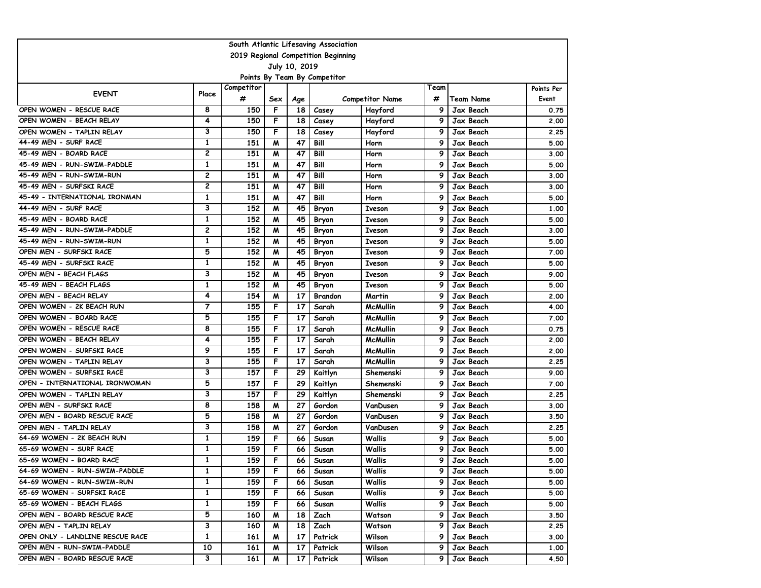| South Atlantic Lifesaving Association | | | | | | | | | |
|---|---|---|---|---|---|---|---|---|---|
| 2019 Regional Competition Beginning | | | | | | | | | |
| July 10, 2019 | | | | | | | | | |
| Points By Team By Competitor | | | | | | | | | |
| EVENT | Place | Competitor # | Sex | Age | Competitor Name | | Team # | Team Name | Points Per Event |
| OPEN WOMEN - RESCUE RACE | 8 | 150 | F | 18 | Casey | Hayford | 9 | Jax Beach | 0.75 |
| OPEN WOMEN - BEACH RELAY | 4 | 150 | F | 18 | Casey | Hayford | 9 | Jax Beach | 2.00 |
| OPEN WOMEN - TAPLIN RELAY | 3 | 150 | F | 18 | Casey | Hayford | 9 | Jax Beach | 2.25 |
| 44-49 MEN - SURF RACE | 1 | 151 | M | 47 | Bill | Horn | 9 | Jax Beach | 5.00 |
| 45-49 MEN - BOARD RACE | 2 | 151 | M | 47 | Bill | Horn | 9 | Jax Beach | 3.00 |
| 45-49 MEN - RUN-SWIM-PADDLE | 1 | 151 | M | 47 | Bill | Horn | 9 | Jax Beach | 5.00 |
| 45-49 MEN - RUN-SWIM-RUN | 2 | 151 | M | 47 | Bill | Horn | 9 | Jax Beach | 3.00 |
| 45-49 MEN - SURFSKI RACE | 2 | 151 | M | 47 | Bill | Horn | 9 | Jax Beach | 3.00 |
| 45-49 - INTERNATIONAL IRONMAN | 1 | 151 | M | 47 | Bill | Horn | 9 | Jax Beach | 5.00 |
| 44-49 MEN - SURF RACE | 3 | 152 | M | 45 | Bryon | Iveson | 9 | Jax Beach | 1.00 |
| 45-49 MEN - BOARD RACE | 1 | 152 | M | 45 | Bryon | Iveson | 9 | Jax Beach | 5.00 |
| 45-49 MEN - RUN-SWIM-PADDLE | 2 | 152 | M | 45 | Bryon | Iveson | 9 | Jax Beach | 3.00 |
| 45-49 MEN - RUN-SWIM-RUN | 1 | 152 | M | 45 | Bryon | Iveson | 9 | Jax Beach | 5.00 |
| OPEN MEN - SURFSKI RACE | 5 | 152 | M | 45 | Bryon | Iveson | 9 | Jax Beach | 7.00 |
| 45-49 MEN - SURFSKI RACE | 1 | 152 | M | 45 | Bryon | Iveson | 9 | Jax Beach | 5.00 |
| OPEN MEN - BEACH FLAGS | 3 | 152 | M | 45 | Bryon | Iveson | 9 | Jax Beach | 9.00 |
| 45-49 MEN - BEACH FLAGS | 1 | 152 | M | 45 | Bryon | Iveson | 9 | Jax Beach | 5.00 |
| OPEN MEN - BEACH RELAY | 4 | 154 | M | 17 | Brandon | Martin | 9 | Jax Beach | 2.00 |
| OPEN WOMEN - 2K BEACH RUN | 7 | 155 | F | 17 | Sarah | McMullin | 9 | Jax Beach | 4.00 |
| OPEN WOMEN - BOARD RACE | 5 | 155 | F | 17 | Sarah | McMullin | 9 | Jax Beach | 7.00 |
| OPEN WOMEN - RESCUE RACE | 8 | 155 | F | 17 | Sarah | McMullin | 9 | Jax Beach | 0.75 |
| OPEN WOMEN - BEACH RELAY | 4 | 155 | F | 17 | Sarah | McMullin | 9 | Jax Beach | 2.00 |
| OPEN WOMEN - SURFSKI RACE | 9 | 155 | F | 17 | Sarah | McMullin | 9 | Jax Beach | 2.00 |
| OPEN WOMEN - TAPLIN RELAY | 3 | 155 | F | 17 | Sarah | McMullin | 9 | Jax Beach | 2.25 |
| OPEN WOMEN - SURFSKI RACE | 3 | 157 | F | 29 | Kaitlyn | Shemenski | 9 | Jax Beach | 9.00 |
| OPEN - INTERNATIONAL IRONWOMAN | 5 | 157 | F | 29 | Kaitlyn | Shemenski | 9 | Jax Beach | 7.00 |
| OPEN WOMEN - TAPLIN RELAY | 3 | 157 | F | 29 | Kaitlyn | Shemenski | 9 | Jax Beach | 2.25 |
| OPEN MEN - SURFSKI RACE | 8 | 158 | M | 27 | Gordon | VanDusen | 9 | Jax Beach | 3.00 |
| OPEN MEN - BOARD RESCUE RACE | 5 | 158 | M | 27 | Gordon | VanDusen | 9 | Jax Beach | 3.50 |
| OPEN MEN - TAPLIN RELAY | 3 | 158 | M | 27 | Gordon | VanDusen | 9 | Jax Beach | 2.25 |
| 64-69 WOMEN - 2K BEACH RUN | 1 | 159 | F | 66 | Susan | Wallis | 9 | Jax Beach | 5.00 |
| 65-69 WOMEN - SURF RACE | 1 | 159 | F | 66 | Susan | Wallis | 9 | Jax Beach | 5.00 |
| 65-69 WOMEN - BOARD RACE | 1 | 159 | F | 66 | Susan | Wallis | 9 | Jax Beach | 5.00 |
| 64-69 WOMEN - RUN-SWIM-PADDLE | 1 | 159 | F | 66 | Susan | Wallis | 9 | Jax Beach | 5.00 |
| 64-69 WOMEN - RUN-SWIM-RUN | 1 | 159 | F | 66 | Susan | Wallis | 9 | Jax Beach | 5.00 |
| 65-69 WOMEN - SURFSKI RACE | 1 | 159 | F | 66 | Susan | Wallis | 9 | Jax Beach | 5.00 |
| 65-69 WOMEN - BEACH FLAGS | 1 | 159 | F | 66 | Susan | Wallis | 9 | Jax Beach | 5.00 |
| OPEN MEN - BOARD RESCUE RACE | 5 | 160 | M | 18 | Zach | Watson | 9 | Jax Beach | 3.50 |
| OPEN MEN - TAPLIN RELAY | 3 | 160 | M | 18 | Zach | Watson | 9 | Jax Beach | 2.25 |
| OPEN ONLY - LANDLINE RESCUE RACE | 1 | 161 | M | 17 | Patrick | Wilson | 9 | Jax Beach | 3.00 |
| OPEN MEN - RUN-SWIM-PADDLE | 10 | 161 | M | 17 | Patrick | Wilson | 9 | Jax Beach | 1.00 |
| OPEN MEN - BOARD RESCUE RACE | 3 | 161 | M | 17 | Patrick | Wilson | 9 | Jax Beach | 4.50 |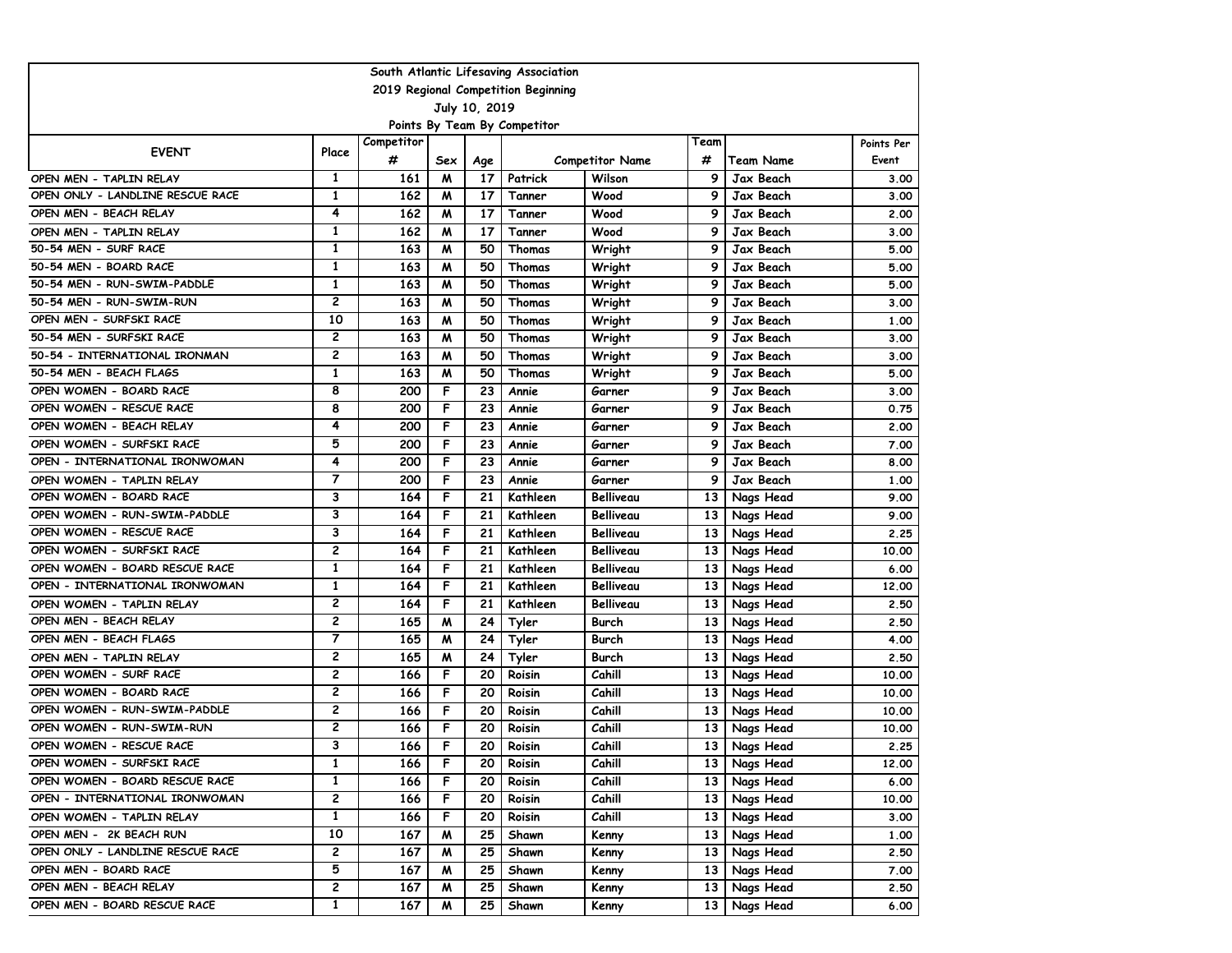South Atlantic Lifesaving Association

2019 Regional Competition Beginning

July 10, 2019

Points By Team By Competitor

| EVENT | Place | Competitor # | Sex | Age | Competitor Name | | Team # | Team Name | Points Per Event |
|---|---|---|---|---|---|---|---|---|---|
| OPEN MEN - TAPLIN RELAY | 1 | 161 | M | 17 | Patrick | Wilson | 9 | Jax Beach | 3.00 |
| OPEN ONLY - LANDLINE RESCUE RACE | 1 | 162 | M | 17 | Tanner | Wood | 9 | Jax Beach | 3.00 |
| OPEN MEN - BEACH RELAY | 4 | 162 | M | 17 | Tanner | Wood | 9 | Jax Beach | 2.00 |
| OPEN MEN - TAPLIN RELAY | 1 | 162 | M | 17 | Tanner | Wood | 9 | Jax Beach | 3.00 |
| 50-54 MEN - SURF RACE | 1 | 163 | M | 50 | Thomas | Wright | 9 | Jax Beach | 5.00 |
| 50-54 MEN - BOARD RACE | 1 | 163 | M | 50 | Thomas | Wright | 9 | Jax Beach | 5.00 |
| 50-54 MEN - RUN-SWIM-PADDLE | 1 | 163 | M | 50 | Thomas | Wright | 9 | Jax Beach | 5.00 |
| 50-54 MEN - RUN-SWIM-RUN | 2 | 163 | M | 50 | Thomas | Wright | 9 | Jax Beach | 3.00 |
| OPEN MEN - SURFSKI RACE | 10 | 163 | M | 50 | Thomas | Wright | 9 | Jax Beach | 1.00 |
| 50-54 MEN - SURFSKI RACE | 2 | 163 | M | 50 | Thomas | Wright | 9 | Jax Beach | 3.00 |
| 50-54 - INTERNATIONAL IRONMAN | 2 | 163 | M | 50 | Thomas | Wright | 9 | Jax Beach | 3.00 |
| 50-54 MEN - BEACH FLAGS | 1 | 163 | M | 50 | Thomas | Wright | 9 | Jax Beach | 5.00 |
| OPEN WOMEN - BOARD RACE | 8 | 200 | F | 23 | Annie | Garner | 9 | Jax Beach | 3.00 |
| OPEN WOMEN - RESCUE RACE | 8 | 200 | F | 23 | Annie | Garner | 9 | Jax Beach | 0.75 |
| OPEN WOMEN - BEACH RELAY | 4 | 200 | F | 23 | Annie | Garner | 9 | Jax Beach | 2.00 |
| OPEN WOMEN - SURFSKI RACE | 5 | 200 | F | 23 | Annie | Garner | 9 | Jax Beach | 7.00 |
| OPEN - INTERNATIONAL IRONWOMAN | 4 | 200 | F | 23 | Annie | Garner | 9 | Jax Beach | 8.00 |
| OPEN WOMEN - TAPLIN RELAY | 7 | 200 | F | 23 | Annie | Garner | 9 | Jax Beach | 1.00 |
| OPEN WOMEN - BOARD RACE | 3 | 164 | F | 21 | Kathleen | Belliveau | 13 | Nags Head | 9.00 |
| OPEN WOMEN - RUN-SWIM-PADDLE | 3 | 164 | F | 21 | Kathleen | Belliveau | 13 | Nags Head | 9.00 |
| OPEN WOMEN - RESCUE RACE | 3 | 164 | F | 21 | Kathleen | Belliveau | 13 | Nags Head | 2.25 |
| OPEN WOMEN - SURFSKI RACE | 2 | 164 | F | 21 | Kathleen | Belliveau | 13 | Nags Head | 10.00 |
| OPEN WOMEN - BOARD RESCUE RACE | 1 | 164 | F | 21 | Kathleen | Belliveau | 13 | Nags Head | 6.00 |
| OPEN - INTERNATIONAL IRONWOMAN | 1 | 164 | F | 21 | Kathleen | Belliveau | 13 | Nags Head | 12.00 |
| OPEN WOMEN - TAPLIN RELAY | 2 | 164 | F | 21 | Kathleen | Belliveau | 13 | Nags Head | 2.50 |
| OPEN MEN - BEACH RELAY | 2 | 165 | M | 24 | Tyler | Burch | 13 | Nags Head | 2.50 |
| OPEN MEN - BEACH FLAGS | 7 | 165 | M | 24 | Tyler | Burch | 13 | Nags Head | 4.00 |
| OPEN MEN - TAPLIN RELAY | 2 | 165 | M | 24 | Tyler | Burch | 13 | Nags Head | 2.50 |
| OPEN WOMEN - SURF RACE | 2 | 166 | F | 20 | Roisin | Cahill | 13 | Nags Head | 10.00 |
| OPEN WOMEN - BOARD RACE | 2 | 166 | F | 20 | Roisin | Cahill | 13 | Nags Head | 10.00 |
| OPEN WOMEN - RUN-SWIM-PADDLE | 2 | 166 | F | 20 | Roisin | Cahill | 13 | Nags Head | 10.00 |
| OPEN WOMEN - RUN-SWIM-RUN | 2 | 166 | F | 20 | Roisin | Cahill | 13 | Nags Head | 10.00 |
| OPEN WOMEN - RESCUE RACE | 3 | 166 | F | 20 | Roisin | Cahill | 13 | Nags Head | 2.25 |
| OPEN WOMEN - SURFSKI RACE | 1 | 166 | F | 20 | Roisin | Cahill | 13 | Nags Head | 12.00 |
| OPEN WOMEN - BOARD RESCUE RACE | 1 | 166 | F | 20 | Roisin | Cahill | 13 | Nags Head | 6.00 |
| OPEN - INTERNATIONAL IRONWOMAN | 2 | 166 | F | 20 | Roisin | Cahill | 13 | Nags Head | 10.00 |
| OPEN WOMEN - TAPLIN RELAY | 1 | 166 | F | 20 | Roisin | Cahill | 13 | Nags Head | 3.00 |
| OPEN MEN - 2K BEACH RUN | 10 | 167 | M | 25 | Shawn | Kenny | 13 | Nags Head | 1.00 |
| OPEN ONLY - LANDLINE RESCUE RACE | 2 | 167 | M | 25 | Shawn | Kenny | 13 | Nags Head | 2.50 |
| OPEN MEN - BOARD RACE | 5 | 167 | M | 25 | Shawn | Kenny | 13 | Nags Head | 7.00 |
| OPEN MEN - BEACH RELAY | 2 | 167 | M | 25 | Shawn | Kenny | 13 | Nags Head | 2.50 |
| OPEN MEN - BOARD RESCUE RACE | 1 | 167 | M | 25 | Shawn | Kenny | 13 | Nags Head | 6.00 |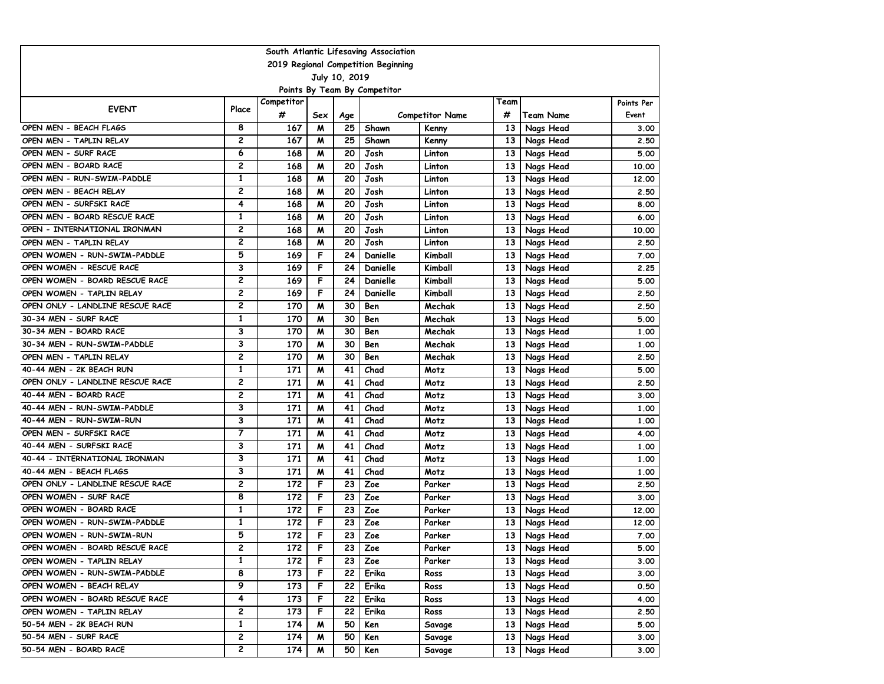South Atlantic Lifesaving Association

2019 Regional Competition Beginning

July 10, 2019

Points By Team By Competitor

| EVENT | Place | Competitor # | Sex | Age | Competitor Name | | Team # | Team Name | Points Per Event |
|---|---|---|---|---|---|---|---|---|---|
| OPEN MEN - BEACH FLAGS | 8 | 167 | M | 25 | Shawn | Kenny | 13 | Nags Head | 3.00 |
| OPEN MEN - TAPLIN RELAY | 2 | 167 | M | 25 | Shawn | Kenny | 13 | Nags Head | 2.50 |
| OPEN MEN - SURF RACE | 6 | 168 | M | 20 | Josh | Linton | 13 | Nags Head | 5.00 |
| OPEN MEN - BOARD RACE | 2 | 168 | M | 20 | Josh | Linton | 13 | Nags Head | 10.00 |
| OPEN MEN - RUN-SWIM-PADDLE | 1 | 168 | M | 20 | Josh | Linton | 13 | Nags Head | 12.00 |
| OPEN MEN - BEACH RELAY | 2 | 168 | M | 20 | Josh | Linton | 13 | Nags Head | 2.50 |
| OPEN MEN - SURFSKI RACE | 4 | 168 | M | 20 | Josh | Linton | 13 | Nags Head | 8.00 |
| OPEN MEN - BOARD RESCUE RACE | 1 | 168 | M | 20 | Josh | Linton | 13 | Nags Head | 6.00 |
| OPEN - INTERNATIONAL IRONMAN | 2 | 168 | M | 20 | Josh | Linton | 13 | Nags Head | 10.00 |
| OPEN MEN - TAPLIN RELAY | 2 | 168 | M | 20 | Josh | Linton | 13 | Nags Head | 2.50 |
| OPEN WOMEN - RUN-SWIM-PADDLE | 5 | 169 | F | 24 | Danielle | Kimball | 13 | Nags Head | 7.00 |
| OPEN WOMEN - RESCUE RACE | 3 | 169 | F | 24 | Danielle | Kimball | 13 | Nags Head | 2.25 |
| OPEN WOMEN - BOARD RESCUE RACE | 2 | 169 | F | 24 | Danielle | Kimball | 13 | Nags Head | 5.00 |
| OPEN WOMEN - TAPLIN RELAY | 2 | 169 | F | 24 | Danielle | Kimball | 13 | Nags Head | 2.50 |
| OPEN ONLY - LANDLINE RESCUE RACE | 2 | 170 | M | 30 | Ben | Mechak | 13 | Nags Head | 2.50 |
| 30-34 MEN - SURF RACE | 1 | 170 | M | 30 | Ben | Mechak | 13 | Nags Head | 5.00 |
| 30-34 MEN - BOARD RACE | 3 | 170 | M | 30 | Ben | Mechak | 13 | Nags Head | 1.00 |
| 30-34 MEN - RUN-SWIM-PADDLE | 3 | 170 | M | 30 | Ben | Mechak | 13 | Nags Head | 1.00 |
| OPEN MEN - TAPLIN RELAY | 2 | 170 | M | 30 | Ben | Mechak | 13 | Nags Head | 2.50 |
| 40-44 MEN - 2K BEACH RUN | 1 | 171 | M | 41 | Chad | Motz | 13 | Nags Head | 5.00 |
| OPEN ONLY - LANDLINE RESCUE RACE | 2 | 171 | M | 41 | Chad | Motz | 13 | Nags Head | 2.50 |
| 40-44 MEN - BOARD RACE | 2 | 171 | M | 41 | Chad | Motz | 13 | Nags Head | 3.00 |
| 40-44 MEN - RUN-SWIM-PADDLE | 3 | 171 | M | 41 | Chad | Motz | 13 | Nags Head | 1.00 |
| 40-44 MEN - RUN-SWIM-RUN | 3 | 171 | M | 41 | Chad | Motz | 13 | Nags Head | 1.00 |
| OPEN MEN - SURFSKI RACE | 7 | 171 | M | 41 | Chad | Motz | 13 | Nags Head | 4.00 |
| 40-44 MEN - SURFSKI RACE | 3 | 171 | M | 41 | Chad | Motz | 13 | Nags Head | 1.00 |
| 40-44 - INTERNATIONAL IRONMAN | 3 | 171 | M | 41 | Chad | Motz | 13 | Nags Head | 1.00 |
| 40-44 MEN - BEACH FLAGS | 3 | 171 | M | 41 | Chad | Motz | 13 | Nags Head | 1.00 |
| OPEN ONLY - LANDLINE RESCUE RACE | 2 | 172 | F | 23 | Zoe | Parker | 13 | Nags Head | 2.50 |
| OPEN WOMEN - SURF RACE | 8 | 172 | F | 23 | Zoe | Parker | 13 | Nags Head | 3.00 |
| OPEN WOMEN - BOARD RACE | 1 | 172 | F | 23 | Zoe | Parker | 13 | Nags Head | 12.00 |
| OPEN WOMEN - RUN-SWIM-PADDLE | 1 | 172 | F | 23 | Zoe | Parker | 13 | Nags Head | 12.00 |
| OPEN WOMEN - RUN-SWIM-RUN | 5 | 172 | F | 23 | Zoe | Parker | 13 | Nags Head | 7.00 |
| OPEN WOMEN - BOARD RESCUE RACE | 2 | 172 | F | 23 | Zoe | Parker | 13 | Nags Head | 5.00 |
| OPEN WOMEN - TAPLIN RELAY | 1 | 172 | F | 23 | Zoe | Parker | 13 | Nags Head | 3.00 |
| OPEN WOMEN - RUN-SWIM-PADDLE | 8 | 173 | F | 22 | Erika | Ross | 13 | Nags Head | 3.00 |
| OPEN WOMEN - BEACH RELAY | 9 | 173 | F | 22 | Erika | Ross | 13 | Nags Head | 0.50 |
| OPEN WOMEN - BOARD RESCUE RACE | 4 | 173 | F | 22 | Erika | Ross | 13 | Nags Head | 4.00 |
| OPEN WOMEN - TAPLIN RELAY | 2 | 173 | F | 22 | Erika | Ross | 13 | Nags Head | 2.50 |
| 50-54 MEN - 2K BEACH RUN | 1 | 174 | M | 50 | Ken | Savage | 13 | Nags Head | 5.00 |
| 50-54 MEN - SURF RACE | 2 | 174 | M | 50 | Ken | Savage | 13 | Nags Head | 3.00 |
| 50-54 MEN - BOARD RACE | 2 | 174 | M | 50 | Ken | Savage | 13 | Nags Head | 3.00 |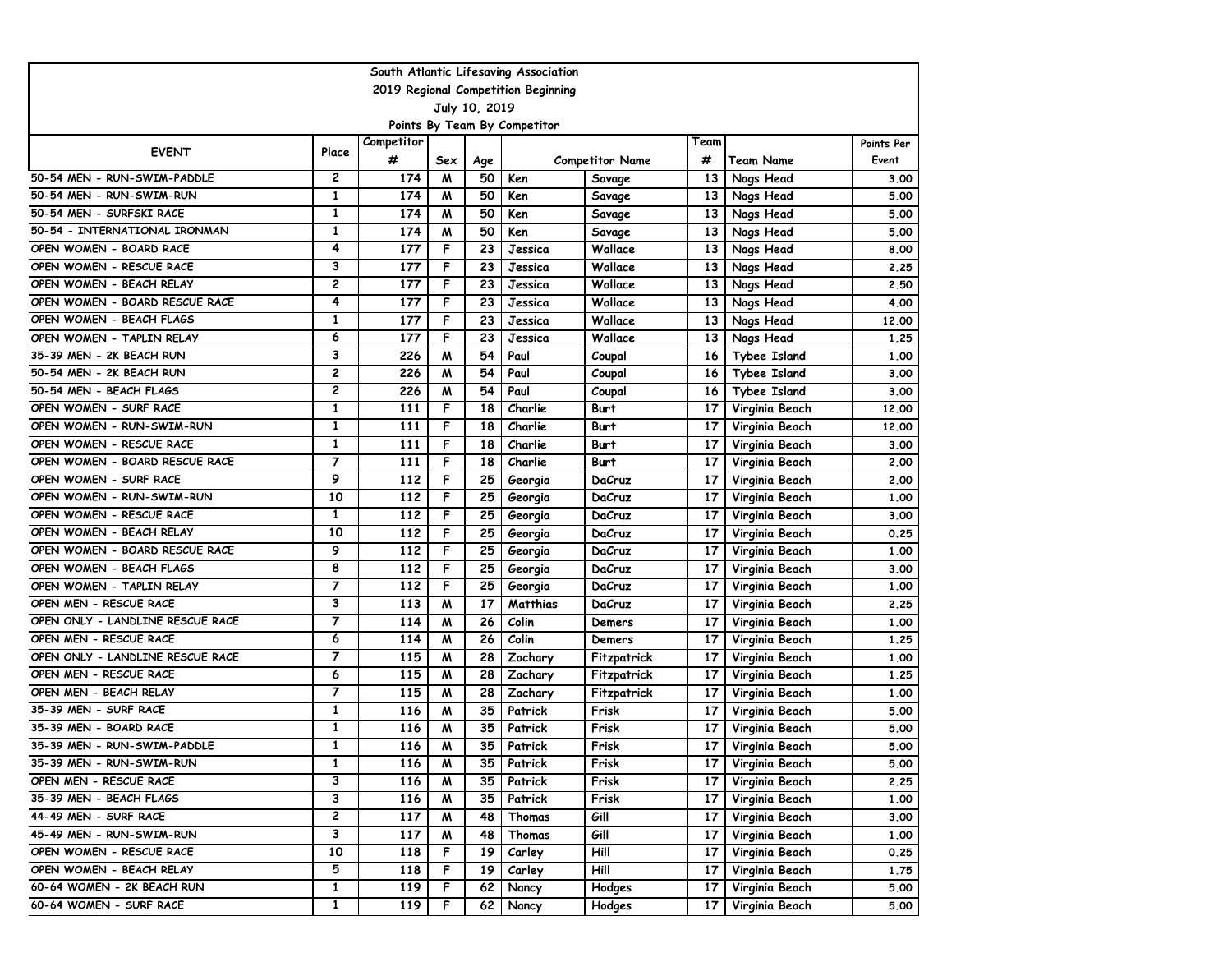South Atlantic Lifesaving Association

2019 Regional Competition Beginning

July 10, 2019

Points By Team By Competitor

| EVENT | Place | Competitor # | Sex | Age | Competitor Name | | Team # | Team Name | Points Per Event |
|---|---|---|---|---|---|---|---|---|---|
| 50-54 MEN - RUN-SWIM-PADDLE | 2 | 174 | M | 50 | Ken | Savage | 13 | Nags Head | 3.00 |
| 50-54 MEN - RUN-SWIM-RUN | 1 | 174 | M | 50 | Ken | Savage | 13 | Nags Head | 5.00 |
| 50-54 MEN - SURFSKI RACE | 1 | 174 | M | 50 | Ken | Savage | 13 | Nags Head | 5.00 |
| 50-54 - INTERNATIONAL IRONMAN | 1 | 174 | M | 50 | Ken | Savage | 13 | Nags Head | 5.00 |
| OPEN WOMEN - BOARD RACE | 4 | 177 | F | 23 | Jessica | Wallace | 13 | Nags Head | 8.00 |
| OPEN WOMEN - RESCUE RACE | 3 | 177 | F | 23 | Jessica | Wallace | 13 | Nags Head | 2.25 |
| OPEN WOMEN - BEACH RELAY | 2 | 177 | F | 23 | Jessica | Wallace | 13 | Nags Head | 2.50 |
| OPEN WOMEN - BOARD RESCUE RACE | 4 | 177 | F | 23 | Jessica | Wallace | 13 | Nags Head | 4.00 |
| OPEN WOMEN - BEACH FLAGS | 1 | 177 | F | 23 | Jessica | Wallace | 13 | Nags Head | 12.00 |
| OPEN WOMEN - TAPLIN RELAY | 6 | 177 | F | 23 | Jessica | Wallace | 13 | Nags Head | 1.25 |
| 35-39 MEN - 2K BEACH RUN | 3 | 226 | M | 54 | Paul | Coupal | 16 | Tybee Island | 1.00 |
| 50-54 MEN - 2K BEACH RUN | 2 | 226 | M | 54 | Paul | Coupal | 16 | Tybee Island | 3.00 |
| 50-54 MEN - BEACH FLAGS | 2 | 226 | M | 54 | Paul | Coupal | 16 | Tybee Island | 3.00 |
| OPEN WOMEN - SURF RACE | 1 | 111 | F | 18 | Charlie | Burt | 17 | Virginia Beach | 12.00 |
| OPEN WOMEN - RUN-SWIM-RUN | 1 | 111 | F | 18 | Charlie | Burt | 17 | Virginia Beach | 12.00 |
| OPEN WOMEN - RESCUE RACE | 1 | 111 | F | 18 | Charlie | Burt | 17 | Virginia Beach | 3.00 |
| OPEN WOMEN - BOARD RESCUE RACE | 7 | 111 | F | 18 | Charlie | Burt | 17 | Virginia Beach | 2.00 |
| OPEN WOMEN - SURF RACE | 9 | 112 | F | 25 | Georgia | DaCruz | 17 | Virginia Beach | 2.00 |
| OPEN WOMEN - RUN-SWIM-RUN | 10 | 112 | F | 25 | Georgia | DaCruz | 17 | Virginia Beach | 1.00 |
| OPEN WOMEN - RESCUE RACE | 1 | 112 | F | 25 | Georgia | DaCruz | 17 | Virginia Beach | 3.00 |
| OPEN WOMEN - BEACH RELAY | 10 | 112 | F | 25 | Georgia | DaCruz | 17 | Virginia Beach | 0.25 |
| OPEN WOMEN - BOARD RESCUE RACE | 9 | 112 | F | 25 | Georgia | DaCruz | 17 | Virginia Beach | 1.00 |
| OPEN WOMEN - BEACH FLAGS | 8 | 112 | F | 25 | Georgia | DaCruz | 17 | Virginia Beach | 3.00 |
| OPEN WOMEN - TAPLIN RELAY | 7 | 112 | F | 25 | Georgia | DaCruz | 17 | Virginia Beach | 1.00 |
| OPEN MEN - RESCUE RACE | 3 | 113 | M | 17 | Matthias | DaCruz | 17 | Virginia Beach | 2.25 |
| OPEN ONLY - LANDLINE RESCUE RACE | 7 | 114 | M | 26 | Colin | Demers | 17 | Virginia Beach | 1.00 |
| OPEN MEN - RESCUE RACE | 6 | 114 | M | 26 | Colin | Demers | 17 | Virginia Beach | 1.25 |
| OPEN ONLY - LANDLINE RESCUE RACE | 7 | 115 | M | 28 | Zachary | Fitzpatrick | 17 | Virginia Beach | 1.00 |
| OPEN MEN - RESCUE RACE | 6 | 115 | M | 28 | Zachary | Fitzpatrick | 17 | Virginia Beach | 1.25 |
| OPEN MEN - BEACH RELAY | 7 | 115 | M | 28 | Zachary | Fitzpatrick | 17 | Virginia Beach | 1.00 |
| 35-39 MEN - SURF RACE | 1 | 116 | M | 35 | Patrick | Frisk | 17 | Virginia Beach | 5.00 |
| 35-39 MEN - BOARD RACE | 1 | 116 | M | 35 | Patrick | Frisk | 17 | Virginia Beach | 5.00 |
| 35-39 MEN - RUN-SWIM-PADDLE | 1 | 116 | M | 35 | Patrick | Frisk | 17 | Virginia Beach | 5.00 |
| 35-39 MEN - RUN-SWIM-RUN | 1 | 116 | M | 35 | Patrick | Frisk | 17 | Virginia Beach | 5.00 |
| OPEN MEN - RESCUE RACE | 3 | 116 | M | 35 | Patrick | Frisk | 17 | Virginia Beach | 2.25 |
| 35-39 MEN - BEACH FLAGS | 3 | 116 | M | 35 | Patrick | Frisk | 17 | Virginia Beach | 1.00 |
| 44-49 MEN - SURF RACE | 2 | 117 | M | 48 | Thomas | Gill | 17 | Virginia Beach | 3.00 |
| 45-49 MEN - RUN-SWIM-RUN | 3 | 117 | M | 48 | Thomas | Gill | 17 | Virginia Beach | 1.00 |
| OPEN WOMEN - RESCUE RACE | 10 | 118 | F | 19 | Carley | Hill | 17 | Virginia Beach | 0.25 |
| OPEN WOMEN - BEACH RELAY | 5 | 118 | F | 19 | Carley | Hill | 17 | Virginia Beach | 1.75 |
| 60-64 WOMEN - 2K BEACH RUN | 1 | 119 | F | 62 | Nancy | Hodges | 17 | Virginia Beach | 5.00 |
| 60-64 WOMEN - SURF RACE | 1 | 119 | F | 62 | Nancy | Hodges | 17 | Virginia Beach | 5.00 |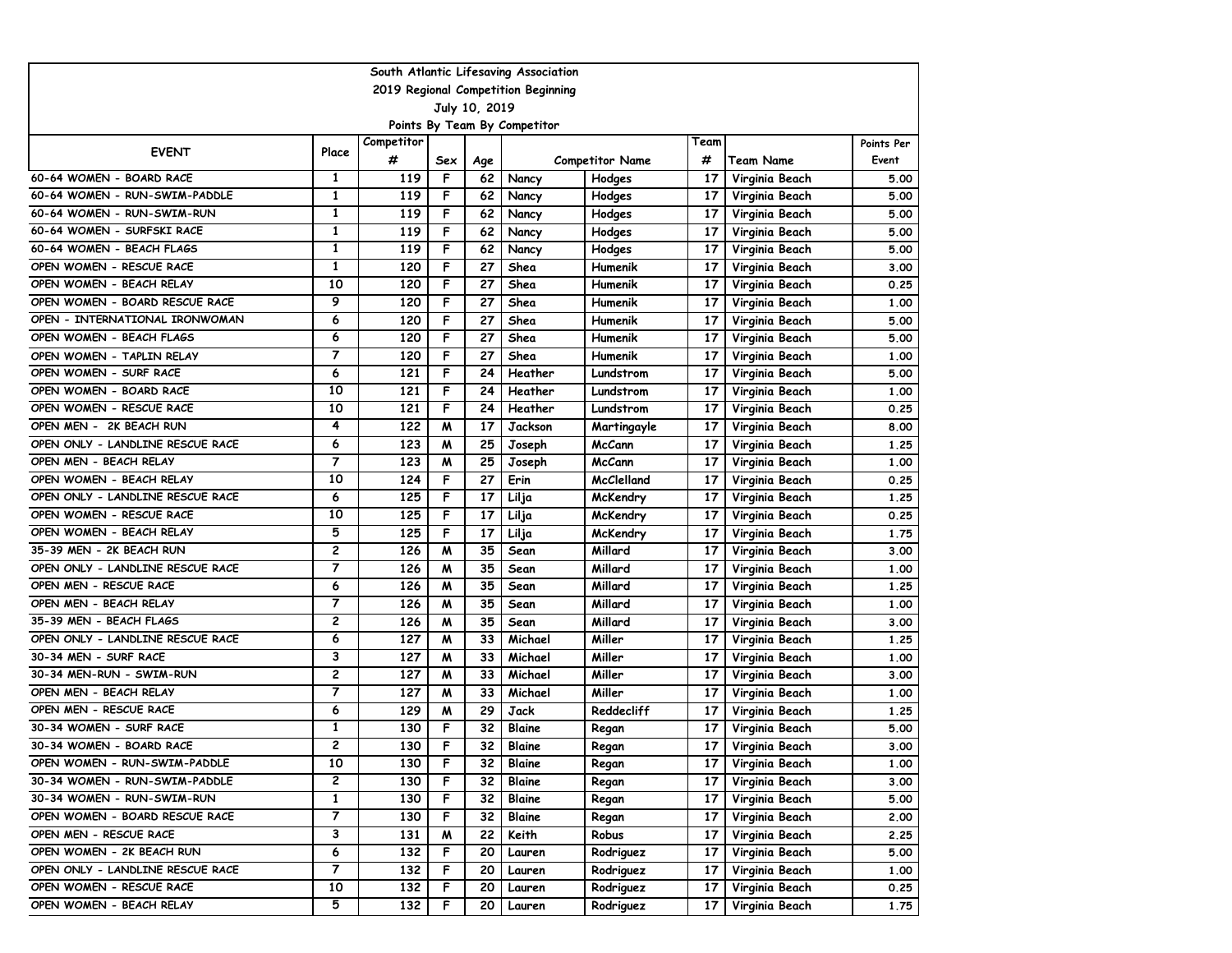South Atlantic Lifesaving Association
2019 Regional Competition Beginning
July 10, 2019
Points By Team By Competitor

| EVENT | Place | Competitor # | Sex | Age | Competitor Name | | Team # | Team Name | Points Per Event |
|---|---|---|---|---|---|---|---|---|---|
| 60-64 WOMEN - BOARD RACE | 1 | 119 | F | 62 | Nancy | Hodges | 17 | Virginia Beach | 5.00 |
| 60-64 WOMEN - RUN-SWIM-PADDLE | 1 | 119 | F | 62 | Nancy | Hodges | 17 | Virginia Beach | 5.00 |
| 60-64 WOMEN - RUN-SWIM-RUN | 1 | 119 | F | 62 | Nancy | Hodges | 17 | Virginia Beach | 5.00 |
| 60-64 WOMEN - SURFSKI RACE | 1 | 119 | F | 62 | Nancy | Hodges | 17 | Virginia Beach | 5.00 |
| 60-64 WOMEN - BEACH FLAGS | 1 | 119 | F | 62 | Nancy | Hodges | 17 | Virginia Beach | 5.00 |
| OPEN WOMEN - RESCUE RACE | 1 | 120 | F | 27 | Shea | Humenik | 17 | Virginia Beach | 3.00 |
| OPEN WOMEN - BEACH RELAY | 10 | 120 | F | 27 | Shea | Humenik | 17 | Virginia Beach | 0.25 |
| OPEN WOMEN - BOARD RESCUE RACE | 9 | 120 | F | 27 | Shea | Humenik | 17 | Virginia Beach | 1.00 |
| OPEN - INTERNATIONAL IRONWOMAN | 6 | 120 | F | 27 | Shea | Humenik | 17 | Virginia Beach | 5.00 |
| OPEN WOMEN - BEACH FLAGS | 6 | 120 | F | 27 | Shea | Humenik | 17 | Virginia Beach | 5.00 |
| OPEN WOMEN - TAPLIN RELAY | 7 | 120 | F | 27 | Shea | Humenik | 17 | Virginia Beach | 1.00 |
| OPEN WOMEN - SURF RACE | 6 | 121 | F | 24 | Heather | Lundstrom | 17 | Virginia Beach | 5.00 |
| OPEN WOMEN - BOARD RACE | 10 | 121 | F | 24 | Heather | Lundstrom | 17 | Virginia Beach | 1.00 |
| OPEN WOMEN - RESCUE RACE | 10 | 121 | F | 24 | Heather | Lundstrom | 17 | Virginia Beach | 0.25 |
| OPEN MEN - 2K BEACH RUN | 4 | 122 | M | 17 | Jackson | Martingayle | 17 | Virginia Beach | 8.00 |
| OPEN ONLY - LANDLINE RESCUE RACE | 6 | 123 | M | 25 | Joseph | McCann | 17 | Virginia Beach | 1.25 |
| OPEN MEN - BEACH RELAY | 7 | 123 | M | 25 | Joseph | McCann | 17 | Virginia Beach | 1.00 |
| OPEN WOMEN - BEACH RELAY | 10 | 124 | F | 27 | Erin | McClelland | 17 | Virginia Beach | 0.25 |
| OPEN ONLY - LANDLINE RESCUE RACE | 6 | 125 | F | 17 | Lilja | McKendry | 17 | Virginia Beach | 1.25 |
| OPEN WOMEN - RESCUE RACE | 10 | 125 | F | 17 | Lilja | McKendry | 17 | Virginia Beach | 0.25 |
| OPEN WOMEN - BEACH RELAY | 5 | 125 | F | 17 | Lilja | McKendry | 17 | Virginia Beach | 1.75 |
| 35-39 MEN - 2K BEACH RUN | 2 | 126 | M | 35 | Sean | Millard | 17 | Virginia Beach | 3.00 |
| OPEN ONLY - LANDLINE RESCUE RACE | 7 | 126 | M | 35 | Sean | Millard | 17 | Virginia Beach | 1.00 |
| OPEN MEN - RESCUE RACE | 6 | 126 | M | 35 | Sean | Millard | 17 | Virginia Beach | 1.25 |
| OPEN MEN - BEACH RELAY | 7 | 126 | M | 35 | Sean | Millard | 17 | Virginia Beach | 1.00 |
| 35-39 MEN - BEACH FLAGS | 2 | 126 | M | 35 | Sean | Millard | 17 | Virginia Beach | 3.00 |
| OPEN ONLY - LANDLINE RESCUE RACE | 6 | 127 | M | 33 | Michael | Miller | 17 | Virginia Beach | 1.25 |
| 30-34 MEN - SURF RACE | 3 | 127 | M | 33 | Michael | Miller | 17 | Virginia Beach | 1.00 |
| 30-34 MEN-RUN - SWIM-RUN | 2 | 127 | M | 33 | Michael | Miller | 17 | Virginia Beach | 3.00 |
| OPEN MEN - BEACH RELAY | 7 | 127 | M | 33 | Michael | Miller | 17 | Virginia Beach | 1.00 |
| OPEN MEN - RESCUE RACE | 6 | 129 | M | 29 | Jack | Reddecliff | 17 | Virginia Beach | 1.25 |
| 30-34 WOMEN - SURF RACE | 1 | 130 | F | 32 | Blaine | Regan | 17 | Virginia Beach | 5.00 |
| 30-34 WOMEN - BOARD RACE | 2 | 130 | F | 32 | Blaine | Regan | 17 | Virginia Beach | 3.00 |
| OPEN WOMEN - RUN-SWIM-PADDLE | 10 | 130 | F | 32 | Blaine | Regan | 17 | Virginia Beach | 1.00 |
| 30-34 WOMEN - RUN-SWIM-PADDLE | 2 | 130 | F | 32 | Blaine | Regan | 17 | Virginia Beach | 3.00 |
| 30-34 WOMEN - RUN-SWIM-RUN | 1 | 130 | F | 32 | Blaine | Regan | 17 | Virginia Beach | 5.00 |
| OPEN WOMEN - BOARD RESCUE RACE | 7 | 130 | F | 32 | Blaine | Regan | 17 | Virginia Beach | 2.00 |
| OPEN MEN - RESCUE RACE | 3 | 131 | M | 22 | Keith | Robus | 17 | Virginia Beach | 2.25 |
| OPEN WOMEN - 2K BEACH RUN | 6 | 132 | F | 20 | Lauren | Rodriguez | 17 | Virginia Beach | 5.00 |
| OPEN ONLY - LANDLINE RESCUE RACE | 7 | 132 | F | 20 | Lauren | Rodriguez | 17 | Virginia Beach | 1.00 |
| OPEN WOMEN - RESCUE RACE | 10 | 132 | F | 20 | Lauren | Rodriguez | 17 | Virginia Beach | 0.25 |
| OPEN WOMEN - BEACH RELAY | 5 | 132 | F | 20 | Lauren | Rodriguez | 17 | Virginia Beach | 1.75 |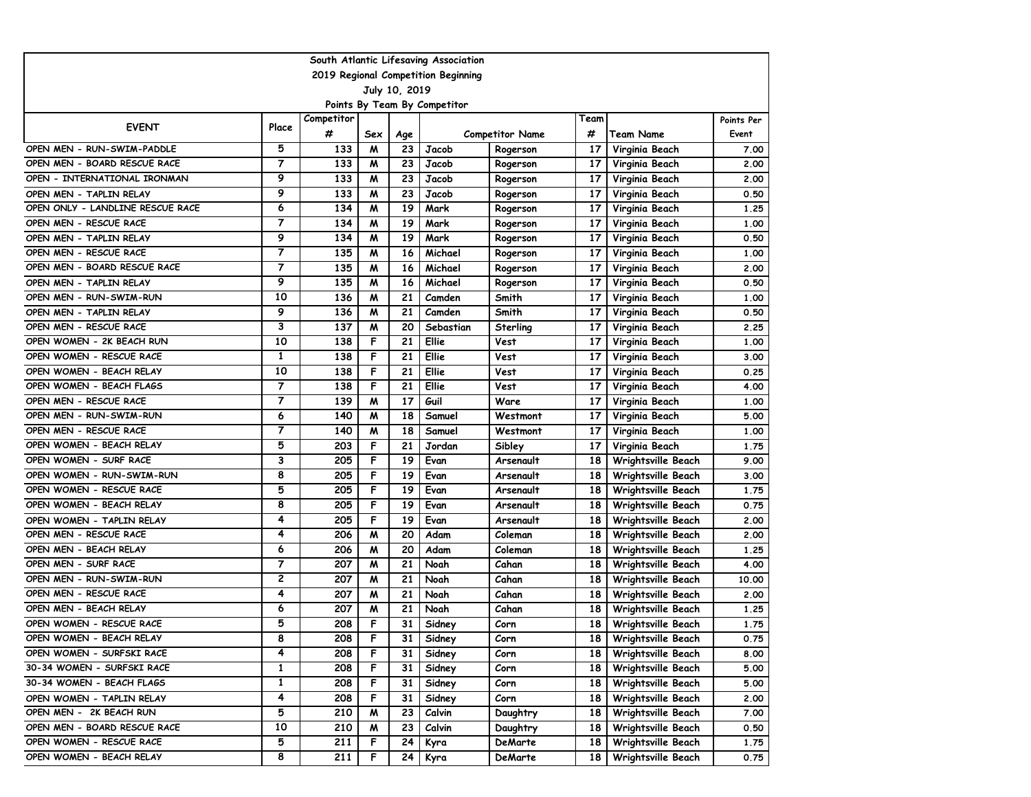| South Atlantic Lifesaving Association | | | | | | | | | |
|---|---|---|---|---|---|---|---|---|---|
| 2019 Regional Competition Beginning | | | | | | | | | |
| July 10, 2019 | | | | | | | | | |
| Points By Team By Competitor | | | | | | | | | |
| EVENT | Place | Competitor # | Sex | Age | Competitor Name | | Team # | Team Name | Points Per Event |
| OPEN MEN - RUN-SWIM-PADDLE | 5 | 133 | M | 23 | Jacob | Rogerson | 17 | Virginia Beach | 7.00 |
| OPEN MEN - BOARD RESCUE RACE | 7 | 133 | M | 23 | Jacob | Rogerson | 17 | Virginia Beach | 2.00 |
| OPEN - INTERNATIONAL IRONMAN | 9 | 133 | M | 23 | Jacob | Rogerson | 17 | Virginia Beach | 2.00 |
| OPEN MEN - TAPLIN RELAY | 9 | 133 | M | 23 | Jacob | Rogerson | 17 | Virginia Beach | 0.50 |
| OPEN ONLY - LANDLINE RESCUE RACE | 6 | 134 | M | 19 | Mark | Rogerson | 17 | Virginia Beach | 1.25 |
| OPEN MEN - RESCUE RACE | 7 | 134 | M | 19 | Mark | Rogerson | 17 | Virginia Beach | 1.00 |
| OPEN MEN - TAPLIN RELAY | 9 | 134 | M | 19 | Mark | Rogerson | 17 | Virginia Beach | 0.50 |
| OPEN MEN - RESCUE RACE | 7 | 135 | M | 16 | Michael | Rogerson | 17 | Virginia Beach | 1.00 |
| OPEN MEN - BOARD RESCUE RACE | 7 | 135 | M | 16 | Michael | Rogerson | 17 | Virginia Beach | 2.00 |
| OPEN MEN - TAPLIN RELAY | 9 | 135 | M | 16 | Michael | Rogerson | 17 | Virginia Beach | 0.50 |
| OPEN MEN - RUN-SWIM-RUN | 10 | 136 | M | 21 | Camden | Smith | 17 | Virginia Beach | 1.00 |
| OPEN MEN - TAPLIN RELAY | 9 | 136 | M | 21 | Camden | Smith | 17 | Virginia Beach | 0.50 |
| OPEN MEN - RESCUE RACE | 3 | 137 | M | 20 | Sebastian | Sterling | 17 | Virginia Beach | 2.25 |
| OPEN WOMEN - 2K BEACH RUN | 10 | 138 | F | 21 | Ellie | Vest | 17 | Virginia Beach | 1.00 |
| OPEN WOMEN - RESCUE RACE | 1 | 138 | F | 21 | Ellie | Vest | 17 | Virginia Beach | 3.00 |
| OPEN WOMEN - BEACH RELAY | 10 | 138 | F | 21 | Ellie | Vest | 17 | Virginia Beach | 0.25 |
| OPEN WOMEN - BEACH FLAGS | 7 | 138 | F | 21 | Ellie | Vest | 17 | Virginia Beach | 4.00 |
| OPEN MEN - RESCUE RACE | 7 | 139 | M | 17 | Guil | Ware | 17 | Virginia Beach | 1.00 |
| OPEN MEN - RUN-SWIM-RUN | 6 | 140 | M | 18 | Samuel | Westmont | 17 | Virginia Beach | 5.00 |
| OPEN MEN - RESCUE RACE | 7 | 140 | M | 18 | Samuel | Westmont | 17 | Virginia Beach | 1.00 |
| OPEN WOMEN - BEACH RELAY | 5 | 203 | F | 21 | Jordan | Sibley | 17 | Virginia Beach | 1.75 |
| OPEN WOMEN - SURF RACE | 3 | 205 | F | 19 | Evan | Arsenault | 18 | Wrightsville Beach | 9.00 |
| OPEN WOMEN - RUN-SWIM-RUN | 8 | 205 | F | 19 | Evan | Arsenault | 18 | Wrightsville Beach | 3.00 |
| OPEN WOMEN - RESCUE RACE | 5 | 205 | F | 19 | Evan | Arsenault | 18 | Wrightsville Beach | 1.75 |
| OPEN WOMEN - BEACH RELAY | 8 | 205 | F | 19 | Evan | Arsenault | 18 | Wrightsville Beach | 0.75 |
| OPEN WOMEN - TAPLIN RELAY | 4 | 205 | F | 19 | Evan | Arsenault | 18 | Wrightsville Beach | 2.00 |
| OPEN MEN - RESCUE RACE | 4 | 206 | M | 20 | Adam | Coleman | 18 | Wrightsville Beach | 2.00 |
| OPEN MEN - BEACH RELAY | 6 | 206 | M | 20 | Adam | Coleman | 18 | Wrightsville Beach | 1.25 |
| OPEN MEN - SURF RACE | 7 | 207 | M | 21 | Noah | Cahan | 18 | Wrightsville Beach | 4.00 |
| OPEN MEN - RUN-SWIM-RUN | 2 | 207 | M | 21 | Noah | Cahan | 18 | Wrightsville Beach | 10.00 |
| OPEN MEN - RESCUE RACE | 4 | 207 | M | 21 | Noah | Cahan | 18 | Wrightsville Beach | 2.00 |
| OPEN MEN - BEACH RELAY | 6 | 207 | M | 21 | Noah | Cahan | 18 | Wrightsville Beach | 1.25 |
| OPEN WOMEN - RESCUE RACE | 5 | 208 | F | 31 | Sidney | Corn | 18 | Wrightsville Beach | 1.75 |
| OPEN WOMEN - BEACH RELAY | 8 | 208 | F | 31 | Sidney | Corn | 18 | Wrightsville Beach | 0.75 |
| OPEN WOMEN - SURFSKI RACE | 4 | 208 | F | 31 | Sidney | Corn | 18 | Wrightsville Beach | 8.00 |
| 30-34 WOMEN - SURFSKI RACE | 1 | 208 | F | 31 | Sidney | Corn | 18 | Wrightsville Beach | 5.00 |
| 30-34 WOMEN - BEACH FLAGS | 1 | 208 | F | 31 | Sidney | Corn | 18 | Wrightsville Beach | 5.00 |
| OPEN WOMEN - TAPLIN RELAY | 4 | 208 | F | 31 | Sidney | Corn | 18 | Wrightsville Beach | 2.00 |
| OPEN MEN - 2K BEACH RUN | 5 | 210 | M | 23 | Calvin | Daughtry | 18 | Wrightsville Beach | 7.00 |
| OPEN MEN - BOARD RESCUE RACE | 10 | 210 | M | 23 | Calvin | Daughtry | 18 | Wrightsville Beach | 0.50 |
| OPEN WOMEN - RESCUE RACE | 5 | 211 | F | 24 | Kyra | DeMarte | 18 | Wrightsville Beach | 1.75 |
| OPEN WOMEN - BEACH RELAY | 8 | 211 | F | 24 | Kyra | DeMarte | 18 | Wrightsville Beach | 0.75 |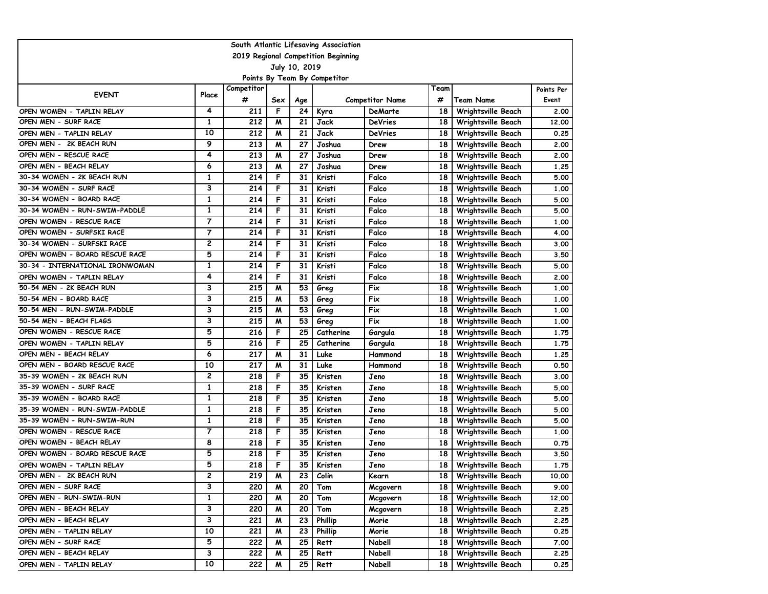South Atlantic Lifesaving Association

2019 Regional Competition Beginning

July 10, 2019

Points By Team By Competitor

| EVENT | Place | Competitor # | Sex | Age | Competitor Name | | Team # | Team Name | Points Per Event |
|---|---|---|---|---|---|---|---|---|---|
| OPEN WOMEN - TAPLIN RELAY | 4 | 211 | F | 24 | Kyra | DeMarte | 18 | Wrightsville Beach | 2.00 |
| OPEN MEN - SURF RACE | 1 | 212 | M | 21 | Jack | DeVries | 18 | Wrightsville Beach | 12.00 |
| OPEN MEN - TAPLIN RELAY | 10 | 212 | M | 21 | Jack | DeVries | 18 | Wrightsville Beach | 0.25 |
| OPEN MEN - 2K BEACH RUN | 9 | 213 | M | 27 | Joshua | Drew | 18 | Wrightsville Beach | 2.00 |
| OPEN MEN - RESCUE RACE | 4 | 213 | M | 27 | Joshua | Drew | 18 | Wrightsville Beach | 2.00 |
| OPEN MEN - BEACH RELAY | 6 | 213 | M | 27 | Joshua | Drew | 18 | Wrightsville Beach | 1.25 |
| 30-34 WOMEN - 2K BEACH RUN | 1 | 214 | F | 31 | Kristi | Falco | 18 | Wrightsville Beach | 5.00 |
| 30-34 WOMEN - SURF RACE | 3 | 214 | F | 31 | Kristi | Falco | 18 | Wrightsville Beach | 1.00 |
| 30-34 WOMEN - BOARD RACE | 1 | 214 | F | 31 | Kristi | Falco | 18 | Wrightsville Beach | 5.00 |
| 30-34 WOMEN - RUN-SWIM-PADDLE | 1 | 214 | F | 31 | Kristi | Falco | 18 | Wrightsville Beach | 5.00 |
| OPEN WOMEN - RESCUE RACE | 7 | 214 | F | 31 | Kristi | Falco | 18 | Wrightsville Beach | 1.00 |
| OPEN WOMEN - SURFSKI RACE | 7 | 214 | F | 31 | Kristi | Falco | 18 | Wrightsville Beach | 4.00 |
| 30-34 WOMEN - SURFSKI RACE | 2 | 214 | F | 31 | Kristi | Falco | 18 | Wrightsville Beach | 3.00 |
| OPEN WOMEN - BOARD RESCUE RACE | 5 | 214 | F | 31 | Kristi | Falco | 18 | Wrightsville Beach | 3.50 |
| 30-34 - INTERNATIONAL IRONWOMAN | 1 | 214 | F | 31 | Kristi | Falco | 18 | Wrightsville Beach | 5.00 |
| OPEN WOMEN - TAPLIN RELAY | 4 | 214 | F | 31 | Kristi | Falco | 18 | Wrightsville Beach | 2.00 |
| 50-54 MEN - 2K BEACH RUN | 3 | 215 | M | 53 | Greg | Fix | 18 | Wrightsville Beach | 1.00 |
| 50-54 MEN - BOARD RACE | 3 | 215 | M | 53 | Greg | Fix | 18 | Wrightsville Beach | 1.00 |
| 50-54 MEN - RUN-SWIM-PADDLE | 3 | 215 | M | 53 | Greg | Fix | 18 | Wrightsville Beach | 1.00 |
| 50-54 MEN - BEACH FLAGS | 3 | 215 | M | 53 | Greg | Fix | 18 | Wrightsville Beach | 1.00 |
| OPEN WOMEN - RESCUE RACE | 5 | 216 | F | 25 | Catherine | Gargula | 18 | Wrightsville Beach | 1.75 |
| OPEN WOMEN - TAPLIN RELAY | 5 | 216 | F | 25 | Catherine | Gargula | 18 | Wrightsville Beach | 1.75 |
| OPEN MEN - BEACH RELAY | 6 | 217 | M | 31 | Luke | Hammond | 18 | Wrightsville Beach | 1.25 |
| OPEN MEN - BOARD RESCUE RACE | 10 | 217 | M | 31 | Luke | Hammond | 18 | Wrightsville Beach | 0.50 |
| 35-39 WOMEN - 2K BEACH RUN | 2 | 218 | F | 35 | Kristen | Jeno | 18 | Wrightsville Beach | 3.00 |
| 35-39 WOMEN - SURF RACE | 1 | 218 | F | 35 | Kristen | Jeno | 18 | Wrightsville Beach | 5.00 |
| 35-39 WOMEN - BOARD RACE | 1 | 218 | F | 35 | Kristen | Jeno | 18 | Wrightsville Beach | 5.00 |
| 35-39 WOMEN - RUN-SWIM-PADDLE | 1 | 218 | F | 35 | Kristen | Jeno | 18 | Wrightsville Beach | 5.00 |
| 35-39 WOMEN - RUN-SWIM-RUN | 1 | 218 | F | 35 | Kristen | Jeno | 18 | Wrightsville Beach | 5.00 |
| OPEN WOMEN - RESCUE RACE | 7 | 218 | F | 35 | Kristen | Jeno | 18 | Wrightsville Beach | 1.00 |
| OPEN WOMEN - BEACH RELAY | 8 | 218 | F | 35 | Kristen | Jeno | 18 | Wrightsville Beach | 0.75 |
| OPEN WOMEN - BOARD RESCUE RACE | 5 | 218 | F | 35 | Kristen | Jeno | 18 | Wrightsville Beach | 3.50 |
| OPEN WOMEN - TAPLIN RELAY | 5 | 218 | F | 35 | Kristen | Jeno | 18 | Wrightsville Beach | 1.75 |
| OPEN MEN - 2K BEACH RUN | 2 | 219 | M | 23 | Colin | Kearn | 18 | Wrightsville Beach | 10.00 |
| OPEN MEN - SURF RACE | 3 | 220 | M | 20 | Tom | Mcgovern | 18 | Wrightsville Beach | 9.00 |
| OPEN MEN - RUN-SWIM-RUN | 1 | 220 | M | 20 | Tom | Mcgovern | 18 | Wrightsville Beach | 12.00 |
| OPEN MEN - BEACH RELAY | 3 | 220 | M | 20 | Tom | Mcgovern | 18 | Wrightsville Beach | 2.25 |
| OPEN MEN - BEACH RELAY | 3 | 221 | M | 23 | Phillip | Morie | 18 | Wrightsville Beach | 2.25 |
| OPEN MEN - TAPLIN RELAY | 10 | 221 | M | 23 | Phillip | Morie | 18 | Wrightsville Beach | 0.25 |
| OPEN MEN - SURF RACE | 5 | 222 | M | 25 | Rett | Nabell | 18 | Wrightsville Beach | 7.00 |
| OPEN MEN - BEACH RELAY | 3 | 222 | M | 25 | Rett | Nabell | 18 | Wrightsville Beach | 2.25 |
| OPEN MEN - TAPLIN RELAY | 10 | 222 | M | 25 | Rett | Nabell | 18 | Wrightsville Beach | 0.25 |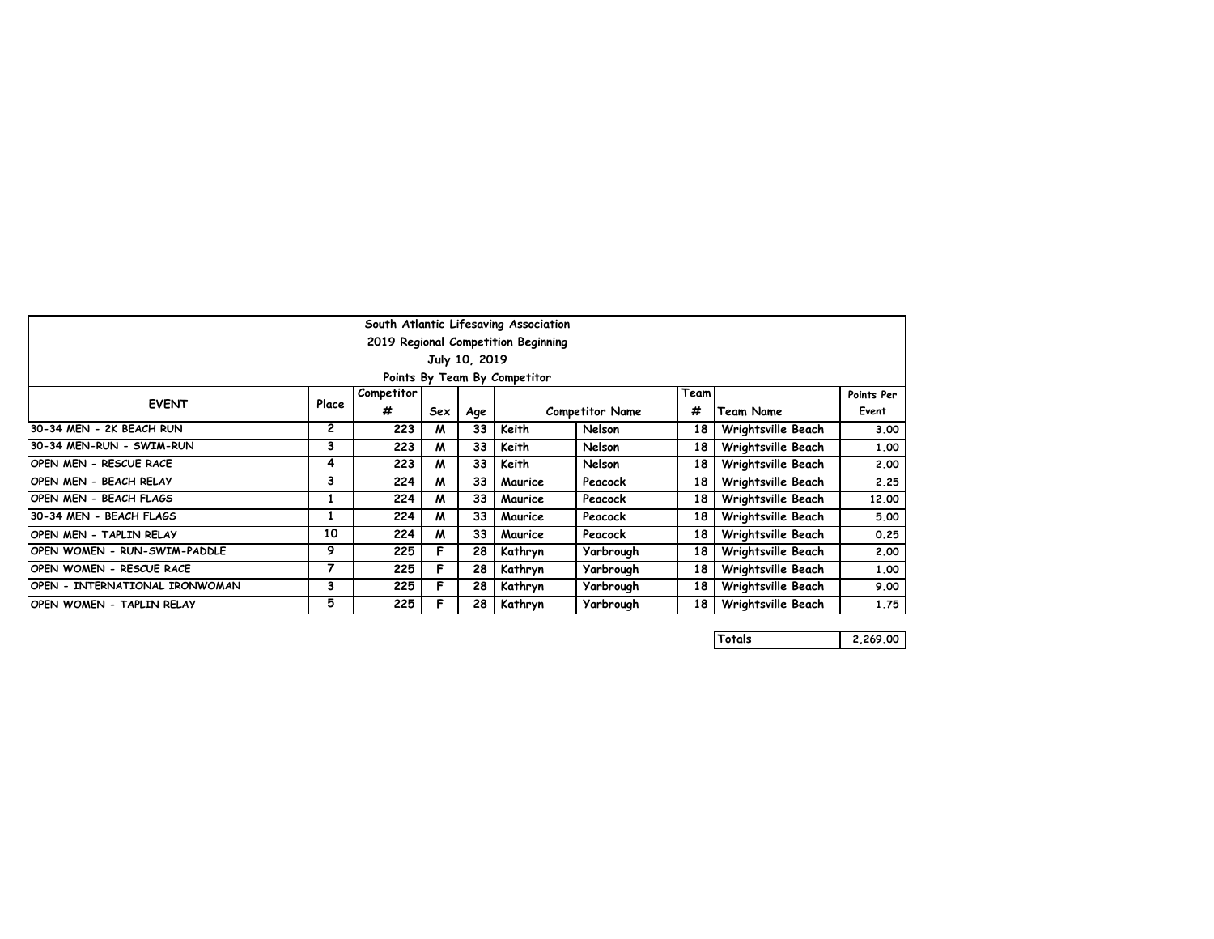South Atlantic Lifesaving Association

2019 Regional Competition Beginning

July 10, 2019

Points By Team By Competitor

| EVENT | Place | Competitor # | Sex | Age | Competitor Name | | Team # | Team Name | Points Per Event |
|---|---|---|---|---|---|---|---|---|---|
| 30-34 MEN - 2K BEACH RUN | 2 | 223 | M | 33 | Keith | Nelson | 18 | Wrightsville Beach | 3.00 |
| 30-34 MEN-RUN - SWIM-RUN | 3 | 223 | M | 33 | Keith | Nelson | 18 | Wrightsville Beach | 1.00 |
| OPEN MEN - RESCUE RACE | 4 | 223 | M | 33 | Keith | Nelson | 18 | Wrightsville Beach | 2.00 |
| OPEN MEN - BEACH RELAY | 3 | 224 | M | 33 | Maurice | Peacock | 18 | Wrightsville Beach | 2.25 |
| OPEN MEN - BEACH FLAGS | 1 | 224 | M | 33 | Maurice | Peacock | 18 | Wrightsville Beach | 12.00 |
| 30-34 MEN - BEACH FLAGS | 1 | 224 | M | 33 | Maurice | Peacock | 18 | Wrightsville Beach | 5.00 |
| OPEN MEN - TAPLIN RELAY | 10 | 224 | M | 33 | Maurice | Peacock | 18 | Wrightsville Beach | 0.25 |
| OPEN WOMEN - RUN-SWIM-PADDLE | 9 | 225 | F | 28 | Kathryn | Yarbrough | 18 | Wrightsville Beach | 2.00 |
| OPEN WOMEN - RESCUE RACE | 7 | 225 | F | 28 | Kathryn | Yarbrough | 18 | Wrightsville Beach | 1.00 |
| OPEN - INTERNATIONAL IRONWOMAN | 3 | 225 | F | 28 | Kathryn | Yarbrough | 18 | Wrightsville Beach | 9.00 |
| OPEN WOMEN - TAPLIN RELAY | 5 | 225 | F | 28 | Kathryn | Yarbrough | 18 | Wrightsville Beach | 1.75 |

| | |
|---|---|
| Totals | 2,269.00 |